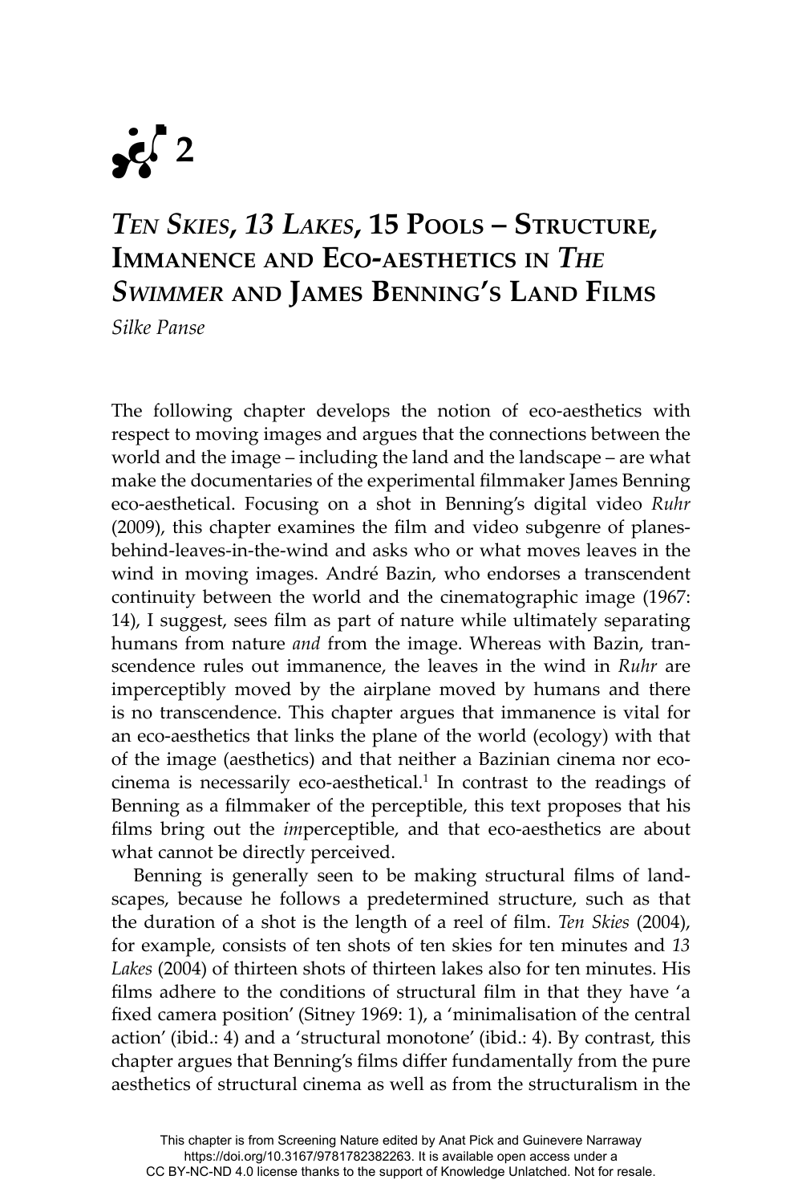# 2

# *Ten Skies*, *13 Lakes*, 15 Pools – Structure, Immanence and Eco-aesthetics in *The Swimmer* and James Benning's Land Films

*Silke Panse*

The following chapter develops the notion of eco-aesthetics with respect to moving images and argues that the connections between the world and the image – including the land and the landscape – are what make the documentaries of the experimental filmmaker James Benning eco-aesthetical. Focusing on a shot in Benning's digital video *Ruhr* (2009), this chapter examines the film and video subgenre of planes-behind-leaves-in-the-wind and asks who or what moves leaves in the wind in moving images. André Bazin, who endorses a transcendent continuity between the world and the cinematographic image (1967: 14), I suggest, sees film as part of nature while ultimately separating humans from nature *and* from the image. Whereas with Bazin, transcendence rules out immanence, the leaves in the wind in *Ruhr* are imperceptibly moved by the airplane moved by humans and there is no transcendence. This chapter argues that immanence is vital for an eco-aesthetics that links the plane of the world (ecology) with that of the image (aesthetics) and that neither a Bazinian cinema nor eco-cinema is necessarily eco-aesthetical.[1] In contrast to the readings of Benning as a filmmaker of the perceptible, this text proposes that his films bring out the *im*perceptible, and that eco-aesthetics are about what cannot be directly perceived.

Benning is generally seen to be making structural films of landscapes, because he follows a predetermined structure, such as that the duration of a shot is the length of a reel of film. *Ten Skies* (2004), for example, consists of ten shots of ten skies for ten minutes and *13 Lakes* (2004) of thirteen shots of thirteen lakes also for ten minutes. His films adhere to the conditions of structural film in that they have 'a fixed camera position' (Sitney 1969: 1), a 'minimalisation of the central action' (ibid.: 4) and a 'structural monotone' (ibid.: 4). By contrast, this chapter argues that Benning's films differ fundamentally from the pure aesthetics of structural cinema as well as from the structuralism in the

This chapter is from Screening Nature edited by Anat Pick and Guinevere Narraway https://doi.org/10.3167/9781782382263. It is available open access under a CC BY-NC-ND 4.0 license thanks to the support of Knowledge Unlatched. Not for resale.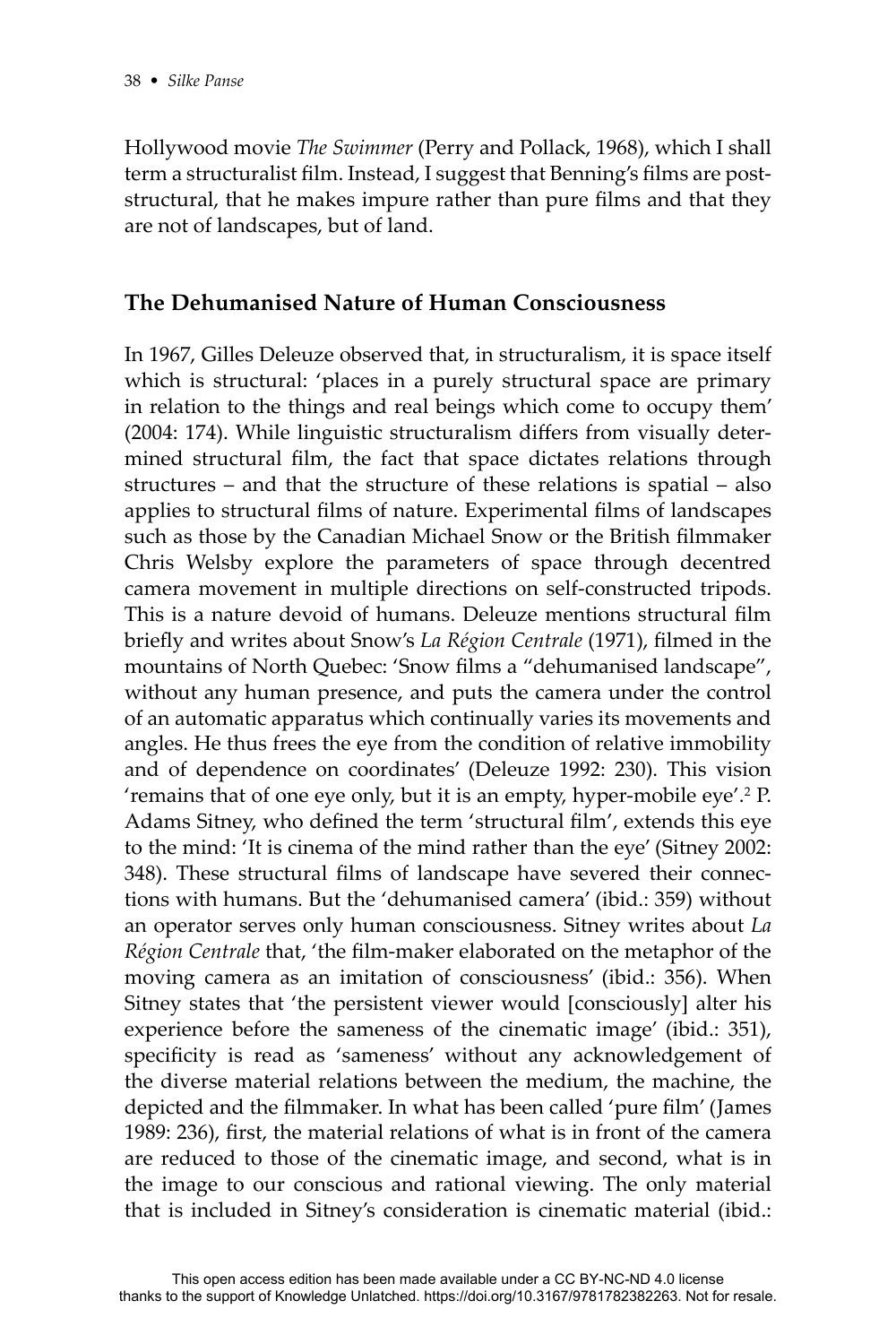Hollywood movie *The Swimmer* (Perry and Pollack, 1968), which I shall term a structuralist film. Instead, I suggest that Benning's films are post-structural, that he makes impure rather than pure films and that they are not of landscapes, but of land.

## The Dehumanised Nature of Human Consciousness

In 1967, Gilles Deleuze observed that, in structuralism, it is space itself which is structural: 'places in a purely structural space are primary in relation to the things and real beings which come to occupy them' (2004: 174). While linguistic structuralism differs from visually determined structural film, the fact that space dictates relations through structures – and that the structure of these relations is spatial – also applies to structural films of nature. Experimental films of landscapes such as those by the Canadian Michael Snow or the British filmmaker Chris Welsby explore the parameters of space through decentred camera movement in multiple directions on self-constructed tripods. This is a nature devoid of humans. Deleuze mentions structural film briefly and writes about Snow's *La Région Centrale* (1971), filmed in the mountains of North Quebec: 'Snow films a "dehumanised landscape", without any human presence, and puts the camera under the control of an automatic apparatus which continually varies its movements and angles. He thus frees the eye from the condition of relative immobility and of dependence on coordinates' (Deleuze 1992: 230). This vision 'remains that of one eye only, but it is an empty, hyper-mobile eye'.[2] P. Adams Sitney, who defined the term 'structural film', extends this eye to the mind: 'It is cinema of the mind rather than the eye' (Sitney 2002: 348). These structural films of landscape have severed their connections with humans. But the 'dehumanised camera' (ibid.: 359) without an operator serves only human consciousness. Sitney writes about *La Région Centrale* that, 'the film-maker elaborated on the metaphor of the moving camera as an imitation of consciousness' (ibid.: 356). When Sitney states that 'the persistent viewer would [consciously] alter his experience before the sameness of the cinematic image' (ibid.: 351), specificity is read as 'sameness' without any acknowledgement of the diverse material relations between the medium, the machine, the depicted and the filmmaker. In what has been called 'pure film' (James 1989: 236), first, the material relations of what is in front of the camera are reduced to those of the cinematic image, and second, what is in the image to our conscious and rational viewing. The only material that is included in Sitney's consideration is cinematic material (ibid.: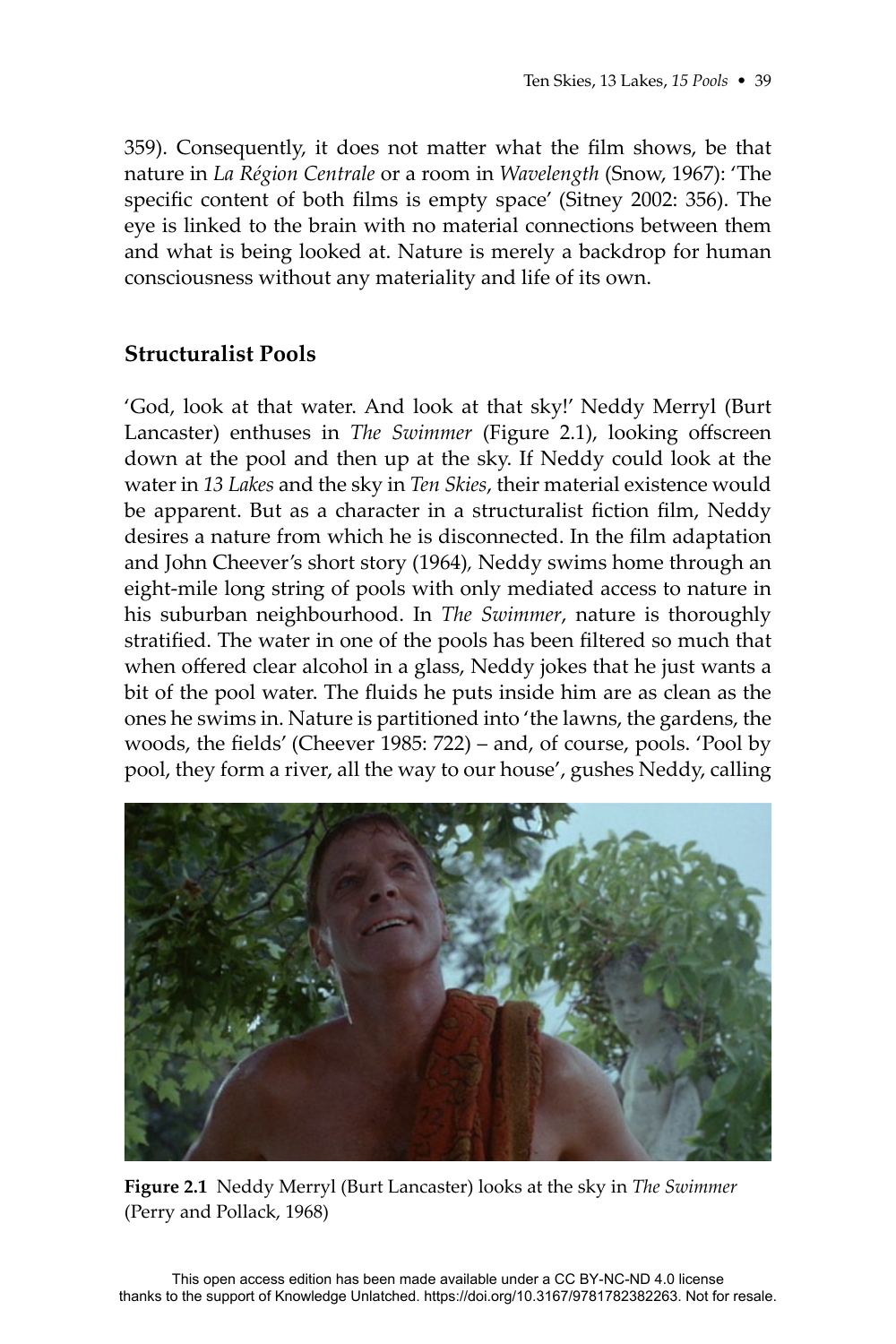359). Consequently, it does not matter what the film shows, be that nature in *La Région Centrale* or a room in *Wavelength* (Snow, 1967): 'The specific content of both films is empty space' (Sitney 2002: 356). The eye is linked to the brain with no material connections between them and what is being looked at. Nature is merely a backdrop for human consciousness without any materiality and life of its own.

## Structuralist Pools

'God, look at that water. And look at that sky!' Neddy Merryl (Burt Lancaster) enthuses in *The Swimmer* (Figure 2.1), looking offscreen down at the pool and then up at the sky. If Neddy could look at the water in *13 Lakes* and the sky in *Ten Skies*, their material existence would be apparent. But as a character in a structuralist fiction film, Neddy desires a nature from which he is disconnected. In the film adaptation and John Cheever's short story (1964), Neddy swims home through an eight-mile long string of pools with only mediated access to nature in his suburban neighbourhood. In *The Swimmer*, nature is thoroughly stratified. The water in one of the pools has been filtered so much that when offered clear alcohol in a glass, Neddy jokes that he just wants a bit of the pool water. The fluids he puts inside him are as clean as the ones he swims in. Nature is partitioned into 'the lawns, the gardens, the woods, the fields' (Cheever 1985: 722) – and, of course, pools. 'Pool by pool, they form a river, all the way to our house', gushes Neddy, calling

**Figure 2.1** Neddy Merryl (Burt Lancaster) looks at the sky in *The Swimmer* (Perry and Pollack, 1968)

This open access edition has been made available under a CC BY-NC-ND 4.0 license thanks to the support of Knowledge Unlatched. https://doi.org/10.3167/9781782382263. Not for resale.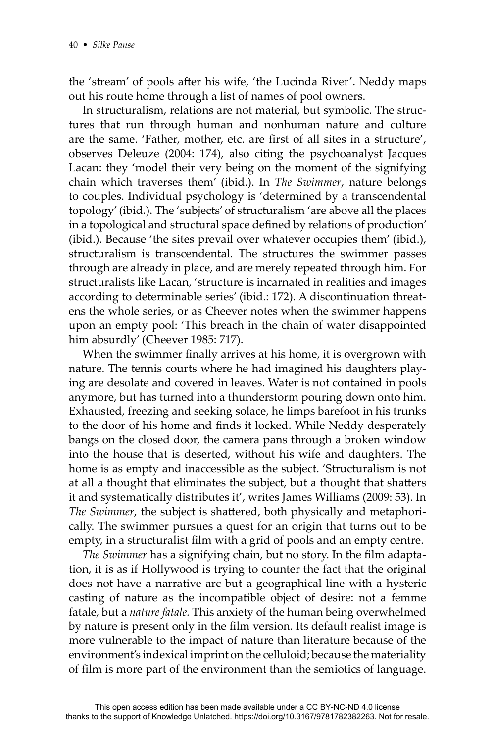the 'stream' of pools after his wife, 'the Lucinda River'. Neddy maps out his route home through a list of names of pool owners.

In structuralism, relations are not material, but symbolic. The structures that run through human and nonhuman nature and culture are the same. 'Father, mother, etc. are first of all sites in a structure', observes Deleuze (2004: 174), also citing the psychoanalyst Jacques Lacan: they 'model their very being on the moment of the signifying chain which traverses them' (ibid.). In *The Swimmer*, nature belongs to couples. Individual psychology is 'determined by a transcendental topology' (ibid.). The 'subjects' of structuralism 'are above all the places in a topological and structural space defined by relations of production' (ibid.). Because 'the sites prevail over whatever occupies them' (ibid.), structuralism is transcendental. The structures the swimmer passes through are already in place, and are merely repeated through him. For structuralists like Lacan, 'structure is incarnated in realities and images according to determinable series' (ibid.: 172). A discontinuation threatens the whole series, or as Cheever notes when the swimmer happens upon an empty pool: 'This breach in the chain of water disappointed him absurdly' (Cheever 1985: 717).

When the swimmer finally arrives at his home, it is overgrown with nature. The tennis courts where he had imagined his daughters playing are desolate and covered in leaves. Water is not contained in pools anymore, but has turned into a thunderstorm pouring down onto him. Exhausted, freezing and seeking solace, he limps barefoot in his trunks to the door of his home and finds it locked. While Neddy desperately bangs on the closed door, the camera pans through a broken window into the house that is deserted, without his wife and daughters. The home is as empty and inaccessible as the subject. 'Structuralism is not at all a thought that eliminates the subject, but a thought that shatters it and systematically distributes it', writes James Williams (2009: 53). In *The Swimmer*, the subject is shattered, both physically and metaphorically. The swimmer pursues a quest for an origin that turns out to be empty, in a structuralist film with a grid of pools and an empty centre.

*The Swimmer* has a signifying chain, but no story. In the film adaptation, it is as if Hollywood is trying to counter the fact that the original does not have a narrative arc but a geographical line with a hysteric casting of nature as the incompatible object of desire: not a femme fatale, but a *nature fatale*. This anxiety of the human being overwhelmed by nature is present only in the film version. Its default realist image is more vulnerable to the impact of nature than literature because of the environment's indexical imprint on the celluloid; because the materiality of film is more part of the environment than the semiotics of language.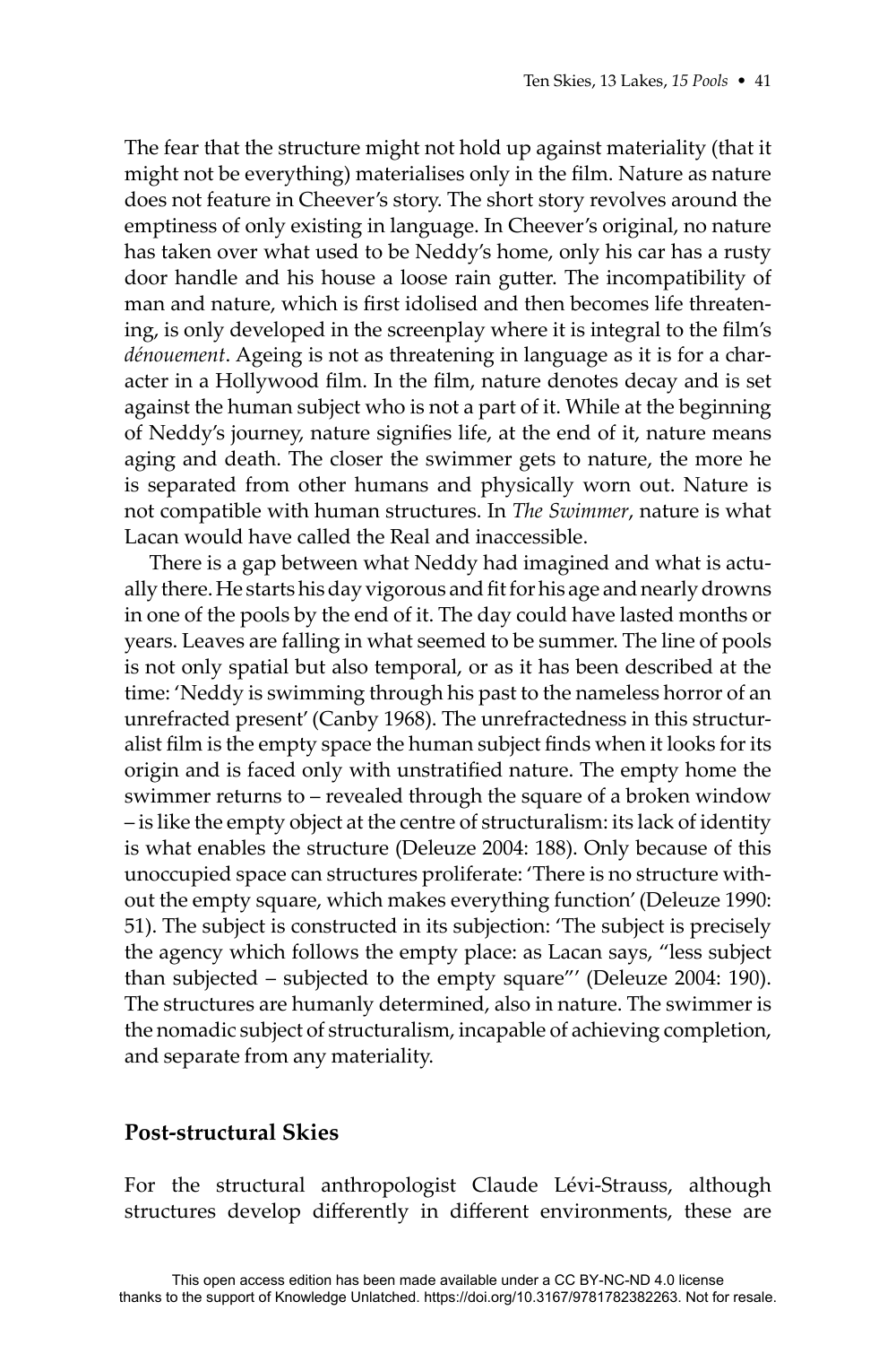The fear that the structure might not hold up against materiality (that it might not be everything) materialises only in the film. Nature as nature does not feature in Cheever's story. The short story revolves around the emptiness of only existing in language. In Cheever's original, no nature has taken over what used to be Neddy's home, only his car has a rusty door handle and his house a loose rain gutter. The incompatibility of man and nature, which is first idolised and then becomes life threatening, is only developed in the screenplay where it is integral to the film's *dénouement*. Ageing is not as threatening in language as it is for a character in a Hollywood film. In the film, nature denotes decay and is set against the human subject who is not a part of it. While at the beginning of Neddy's journey, nature signifies life, at the end of it, nature means aging and death. The closer the swimmer gets to nature, the more he is separated from other humans and physically worn out. Nature is not compatible with human structures. In *The Swimmer*, nature is what Lacan would have called the Real and inaccessible.

There is a gap between what Neddy had imagined and what is actually there. He starts his day vigorous and fit for his age and nearly drowns in one of the pools by the end of it. The day could have lasted months or years. Leaves are falling in what seemed to be summer. The line of pools is not only spatial but also temporal, or as it has been described at the time: 'Neddy is swimming through his past to the nameless horror of an unrefracted present' (Canby 1968). The unrefractedness in this structuralist film is the empty space the human subject finds when it looks for its origin and is faced only with unstratified nature. The empty home the swimmer returns to – revealed through the square of a broken window – is like the empty object at the centre of structuralism: its lack of identity is what enables the structure (Deleuze 2004: 188). Only because of this unoccupied space can structures proliferate: 'There is no structure without the empty square, which makes everything function' (Deleuze 1990: 51). The subject is constructed in its subjection: 'The subject is precisely the agency which follows the empty place: as Lacan says, "less subject than subjected – subjected to the empty square"' (Deleuze 2004: 190). The structures are humanly determined, also in nature. The swimmer is the nomadic subject of structuralism, incapable of achieving completion, and separate from any materiality.

## Post-structural Skies

For the structural anthropologist Claude Lévi-Strauss, although structures develop differently in different environments, these are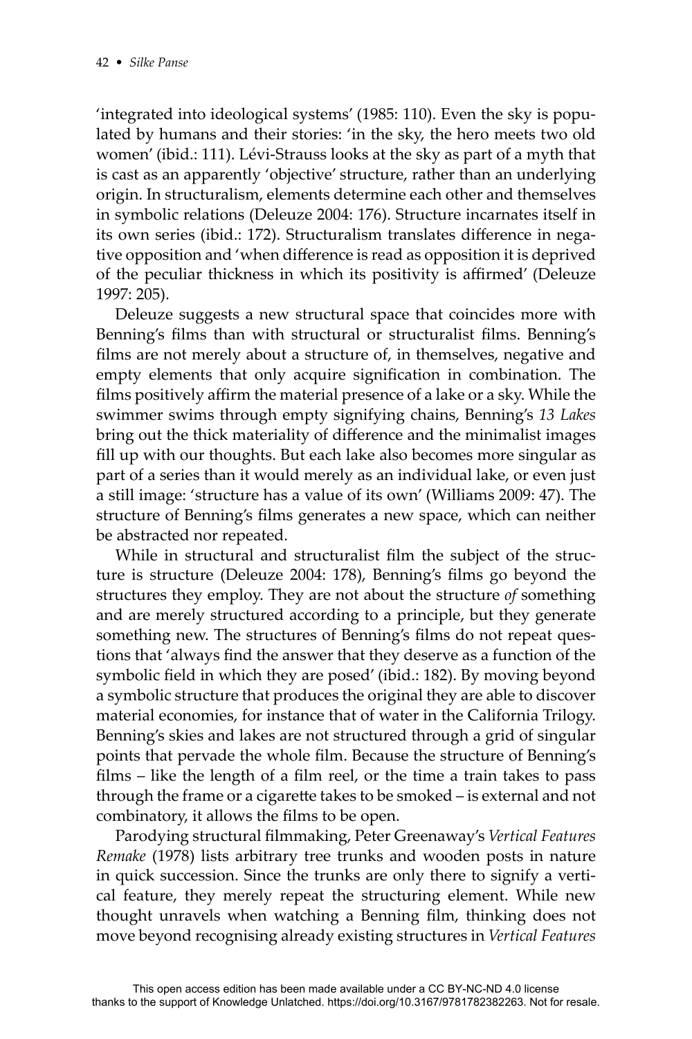'integrated into ideological systems' (1985: 110). Even the sky is populated by humans and their stories: 'in the sky, the hero meets two old women' (ibid.: 111). Lévi-Strauss looks at the sky as part of a myth that is cast as an apparently 'objective' structure, rather than an underlying origin. In structuralism, elements determine each other and themselves in symbolic relations (Deleuze 2004: 176). Structure incarnates itself in its own series (ibid.: 172). Structuralism translates difference in negative opposition and 'when difference is read as opposition it is deprived of the peculiar thickness in which its positivity is affirmed' (Deleuze 1997: 205).

Deleuze suggests a new structural space that coincides more with Benning's films than with structural or structuralist films. Benning's films are not merely about a structure of, in themselves, negative and empty elements that only acquire signification in combination. The films positively affirm the material presence of a lake or a sky. While the swimmer swims through empty signifying chains, Benning's *13 Lakes* bring out the thick materiality of difference and the minimalist images fill up with our thoughts. But each lake also becomes more singular as part of a series than it would merely as an individual lake, or even just a still image: 'structure has a value of its own' (Williams 2009: 47). The structure of Benning's films generates a new space, which can neither be abstracted nor repeated.

While in structural and structuralist film the subject of the structure is structure (Deleuze 2004: 178), Benning's films go beyond the structures they employ. They are not about the structure *of* something and are merely structured according to a principle, but they generate something new. The structures of Benning's films do not repeat questions that 'always find the answer that they deserve as a function of the symbolic field in which they are posed' (ibid.: 182). By moving beyond a symbolic structure that produces the original they are able to discover material economies, for instance that of water in the California Trilogy. Benning's skies and lakes are not structured through a grid of singular points that pervade the whole film. Because the structure of Benning's films – like the length of a film reel, or the time a train takes to pass through the frame or a cigarette takes to be smoked – is external and not combinatory, it allows the films to be open.

Parodying structural filmmaking, Peter Greenaway's *Vertical Features Remake* (1978) lists arbitrary tree trunks and wooden posts in nature in quick succession. Since the trunks are only there to signify a vertical feature, they merely repeat the structuring element. While new thought unravels when watching a Benning film, thinking does not move beyond recognising already existing structures in *Vertical Features*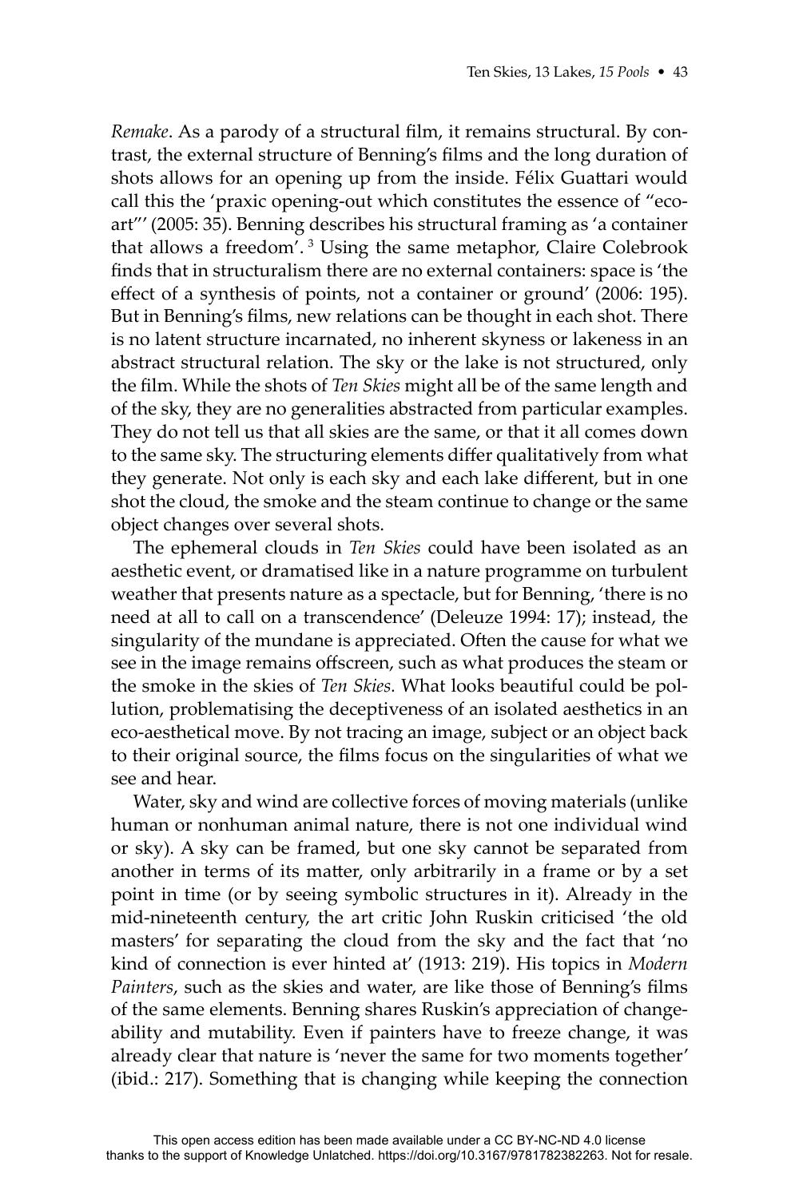*Remake*. As a parody of a structural film, it remains structural. By contrast, the external structure of Benning's films and the long duration of shots allows for an opening up from the inside. Félix Guattari would call this the 'praxic opening-out which constitutes the essence of "eco-art"' (2005: 35). Benning describes his structural framing as 'a container that allows a freedom'. [3] Using the same metaphor, Claire Colebrook finds that in structuralism there are no external containers: space is 'the effect of a synthesis of points, not a container or ground' (2006: 195). But in Benning's films, new relations can be thought in each shot. There is no latent structure incarnated, no inherent skyness or lakeness in an abstract structural relation. The sky or the lake is not structured, only the film. While the shots of *Ten Skies* might all be of the same length and of the sky, they are no generalities abstracted from particular examples. They do not tell us that all skies are the same, or that it all comes down to the same sky. The structuring elements differ qualitatively from what they generate. Not only is each sky and each lake different, but in one shot the cloud, the smoke and the steam continue to change or the same object changes over several shots.

The ephemeral clouds in *Ten Skies* could have been isolated as an aesthetic event, or dramatised like in a nature programme on turbulent weather that presents nature as a spectacle, but for Benning, 'there is no need at all to call on a transcendence' (Deleuze 1994: 17); instead, the singularity of the mundane is appreciated. Often the cause for what we see in the image remains offscreen, such as what produces the steam or the smoke in the skies of *Ten Skies*. What looks beautiful could be pollution, problematising the deceptiveness of an isolated aesthetics in an eco-aesthetical move. By not tracing an image, subject or an object back to their original source, the films focus on the singularities of what we see and hear.

Water, sky and wind are collective forces of moving materials (unlike human or nonhuman animal nature, there is not one individual wind or sky). A sky can be framed, but one sky cannot be separated from another in terms of its matter, only arbitrarily in a frame or by a set point in time (or by seeing symbolic structures in it). Already in the mid-nineteenth century, the art critic John Ruskin criticised 'the old masters' for separating the cloud from the sky and the fact that 'no kind of connection is ever hinted at' (1913: 219). His topics in *Modern Painters*, such as the skies and water, are like those of Benning's films of the same elements. Benning shares Ruskin's appreciation of changeability and mutability. Even if painters have to freeze change, it was already clear that nature is 'never the same for two moments together' (ibid.: 217). Something that is changing while keeping the connection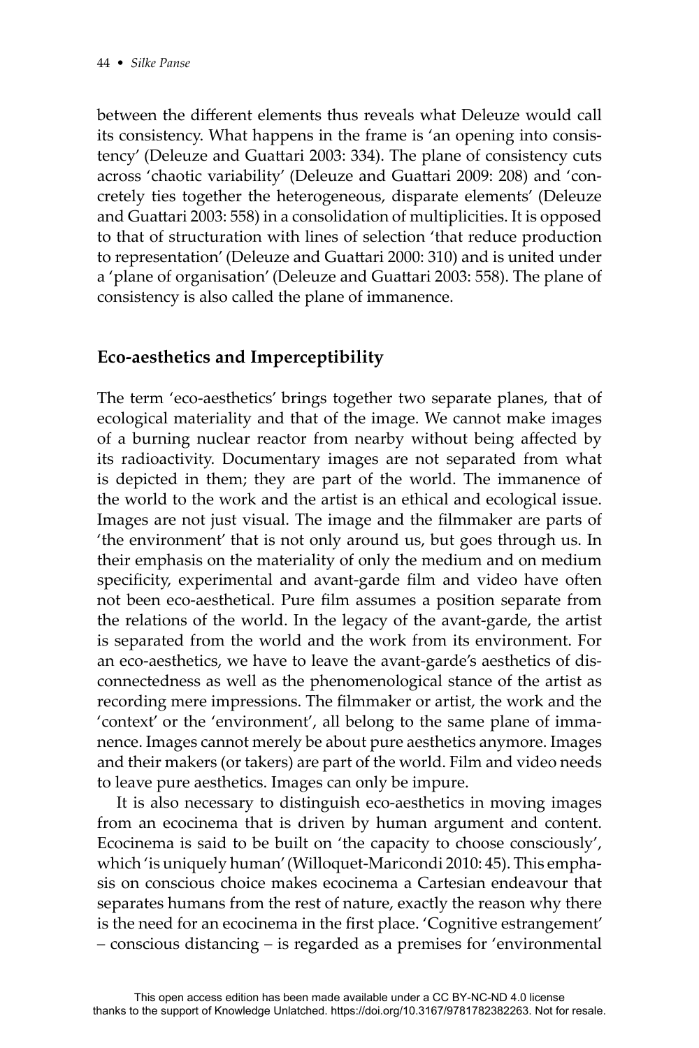between the different elements thus reveals what Deleuze would call its consistency. What happens in the frame is 'an opening into consistency' (Deleuze and Guattari 2003: 334). The plane of consistency cuts across 'chaotic variability' (Deleuze and Guattari 2009: 208) and 'concretely ties together the heterogeneous, disparate elements' (Deleuze and Guattari 2003: 558) in a consolidation of multiplicities. It is opposed to that of structuration with lines of selection 'that reduce production to representation' (Deleuze and Guattari 2000: 310) and is united under a 'plane of organisation' (Deleuze and Guattari 2003: 558). The plane of consistency is also called the plane of immanence.

## Eco-aesthetics and Imperceptibility

The term 'eco-aesthetics' brings together two separate planes, that of ecological materiality and that of the image. We cannot make images of a burning nuclear reactor from nearby without being affected by its radioactivity. Documentary images are not separated from what is depicted in them; they are part of the world. The immanence of the world to the work and the artist is an ethical and ecological issue. Images are not just visual. The image and the filmmaker are parts of 'the environment' that is not only around us, but goes through us. In their emphasis on the materiality of only the medium and on medium specificity, experimental and avant-garde film and video have often not been eco-aesthetical. Pure film assumes a position separate from the relations of the world. In the legacy of the avant-garde, the artist is separated from the world and the work from its environment. For an eco-aesthetics, we have to leave the avant-garde's aesthetics of disconnectedness as well as the phenomenological stance of the artist as recording mere impressions. The filmmaker or artist, the work and the 'context' or the 'environment', all belong to the same plane of immanence. Images cannot merely be about pure aesthetics anymore. Images and their makers (or takers) are part of the world. Film and video needs to leave pure aesthetics. Images can only be impure.

It is also necessary to distinguish eco-aesthetics in moving images from an ecocinema that is driven by human argument and content. Ecocinema is said to be built on 'the capacity to choose consciously', which 'is uniquely human' (Willoquet-Maricondi 2010: 45). This emphasis on conscious choice makes ecocinema a Cartesian endeavour that separates humans from the rest of nature, exactly the reason why there is the need for an ecocinema in the first place. 'Cognitive estrangement' – conscious distancing – is regarded as a premises for 'environmental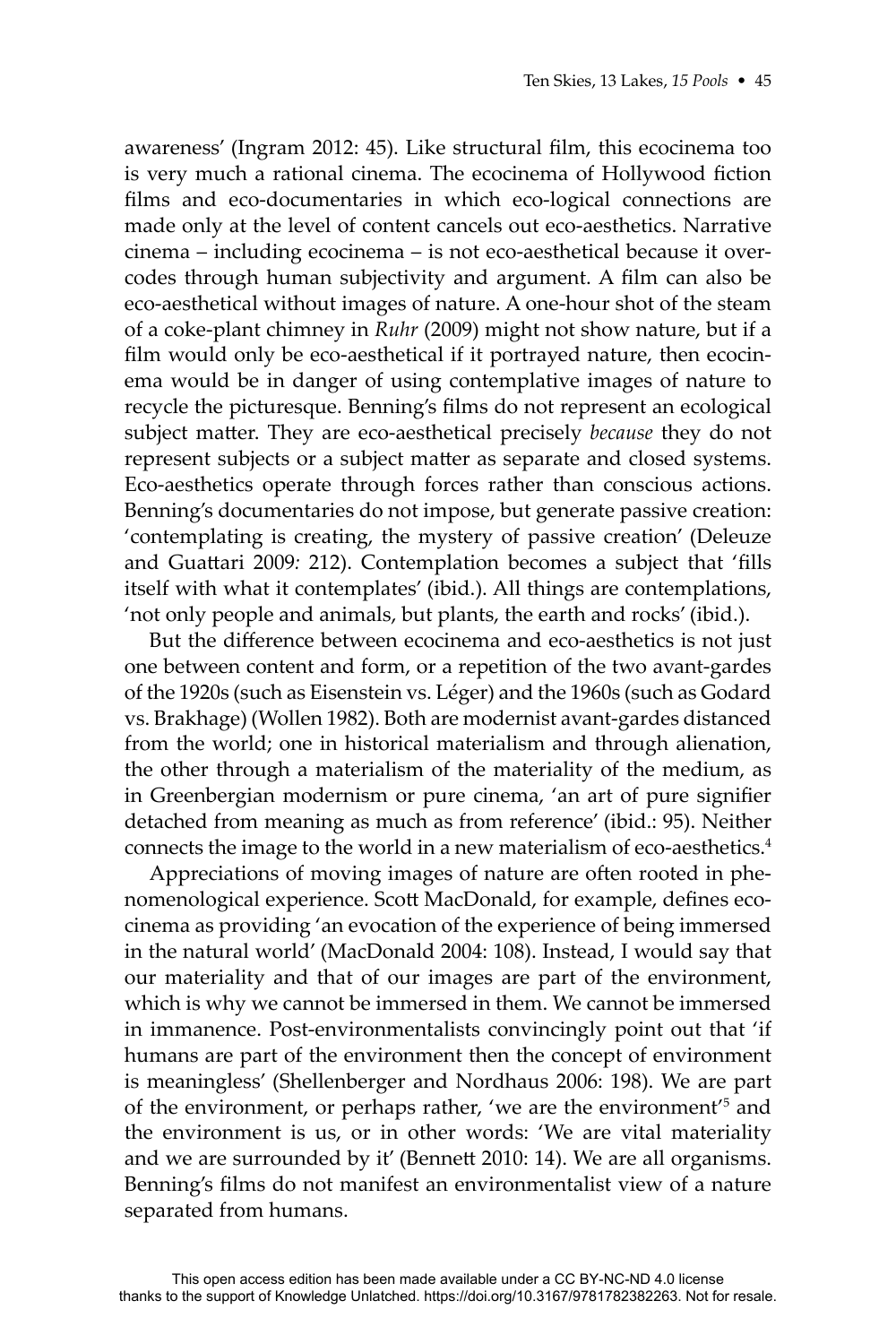awareness' (Ingram 2012: 45). Like structural film, this ecocinema too is very much a rational cinema. The ecocinema of Hollywood fiction films and eco-documentaries in which eco-logical connections are made only at the level of content cancels out eco-aesthetics. Narrative cinema – including ecocinema – is not eco-aesthetical because it overcodes through human subjectivity and argument. A film can also be eco-aesthetical without images of nature. A one-hour shot of the steam of a coke-plant chimney in *Ruhr* (2009) might not show nature, but if a film would only be eco-aesthetical if it portrayed nature, then ecocinema would be in danger of using contemplative images of nature to recycle the picturesque. Benning's films do not represent an ecological subject matter. They are eco-aesthetical precisely *because* they do not represent subjects or a subject matter as separate and closed systems. Eco-aesthetics operate through forces rather than conscious actions. Benning's documentaries do not impose, but generate passive creation: 'contemplating is creating, the mystery of passive creation' (Deleuze and Guattari 2009: 212). Contemplation becomes a subject that 'fills itself with what it contemplates' (ibid.). All things are contemplations, 'not only people and animals, but plants, the earth and rocks' (ibid.).

But the difference between ecocinema and eco-aesthetics is not just one between content and form, or a repetition of the two avant-gardes of the 1920s (such as Eisenstein vs. Léger) and the 1960s (such as Godard vs. Brakhage) (Wollen 1982). Both are modernist avant-gardes distanced from the world; one in historical materialism and through alienation, the other through a materialism of the materiality of the medium, as in Greenbergian modernism or pure cinema, 'an art of pure signifier detached from meaning as much as from reference' (ibid.: 95). Neither connects the image to the world in a new materialism of eco-aesthetics.[4]

Appreciations of moving images of nature are often rooted in phenomenological experience. Scott MacDonald, for example, defines ecocinema as providing 'an evocation of the experience of being immersed in the natural world' (MacDonald 2004: 108). Instead, I would say that our materiality and that of our images are part of the environment, which is why we cannot be immersed in them. We cannot be immersed in immanence. Post-environmentalists convincingly point out that 'if humans are part of the environment then the concept of environment is meaningless' (Shellenberger and Nordhaus 2006: 198). We are part of the environment, or perhaps rather, 'we are the environment'[5] and the environment is us, or in other words: 'We are vital materiality and we are surrounded by it' (Bennett 2010: 14). We are all organisms. Benning's films do not manifest an environmentalist view of a nature separated from humans.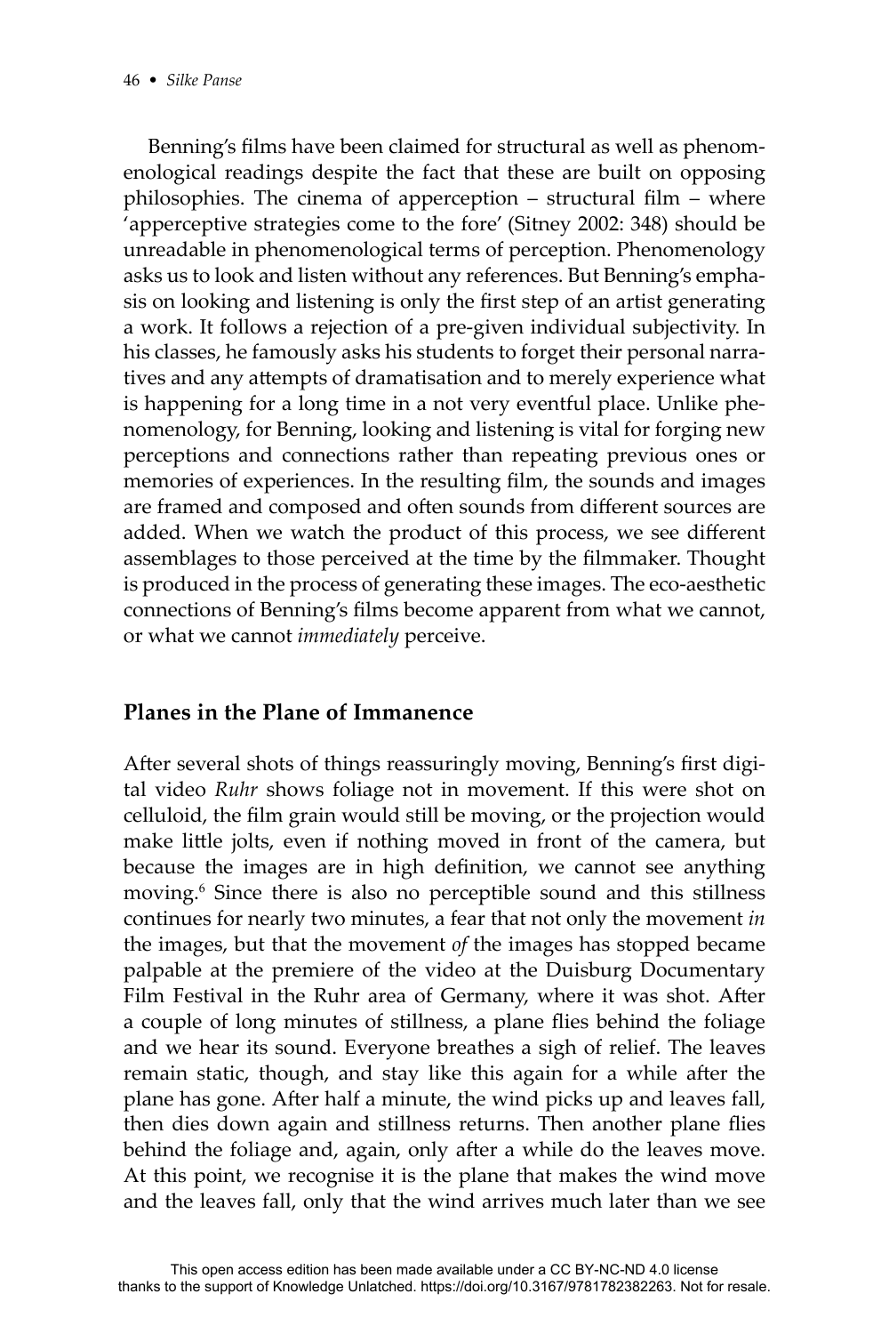Benning's films have been claimed for structural as well as phenomenological readings despite the fact that these are built on opposing philosophies. The cinema of apperception – structural film – where 'apperceptive strategies come to the fore' (Sitney 2002: 348) should be unreadable in phenomenological terms of perception. Phenomenology asks us to look and listen without any references. But Benning's emphasis on looking and listening is only the first step of an artist generating a work. It follows a rejection of a pre-given individual subjectivity. In his classes, he famously asks his students to forget their personal narratives and any attempts of dramatisation and to merely experience what is happening for a long time in a not very eventful place. Unlike phenomenology, for Benning, looking and listening is vital for forging new perceptions and connections rather than repeating previous ones or memories of experiences. In the resulting film, the sounds and images are framed and composed and often sounds from different sources are added. When we watch the product of this process, we see different assemblages to those perceived at the time by the filmmaker. Thought is produced in the process of generating these images. The eco-aesthetic connections of Benning's films become apparent from what we cannot, or what we cannot *immediately* perceive.

## Planes in the Plane of Immanence

After several shots of things reassuringly moving, Benning's first digital video *Ruhr* shows foliage not in movement. If this were shot on celluloid, the film grain would still be moving, or the projection would make little jolts, even if nothing moved in front of the camera, but because the images are in high definition, we cannot see anything moving.[6] Since there is also no perceptible sound and this stillness continues for nearly two minutes, a fear that not only the movement *in* the images, but that the movement *of* the images has stopped became palpable at the premiere of the video at the Duisburg Documentary Film Festival in the Ruhr area of Germany, where it was shot. After a couple of long minutes of stillness, a plane flies behind the foliage and we hear its sound. Everyone breathes a sigh of relief. The leaves remain static, though, and stay like this again for a while after the plane has gone. After half a minute, the wind picks up and leaves fall, then dies down again and stillness returns. Then another plane flies behind the foliage and, again, only after a while do the leaves move. At this point, we recognise it is the plane that makes the wind move and the leaves fall, only that the wind arrives much later than we see

This open access edition has been made available under a CC BY-NC-ND 4.0 license thanks to the support of Knowledge Unlatched. https://doi.org/10.3167/9781782382263. Not for resale.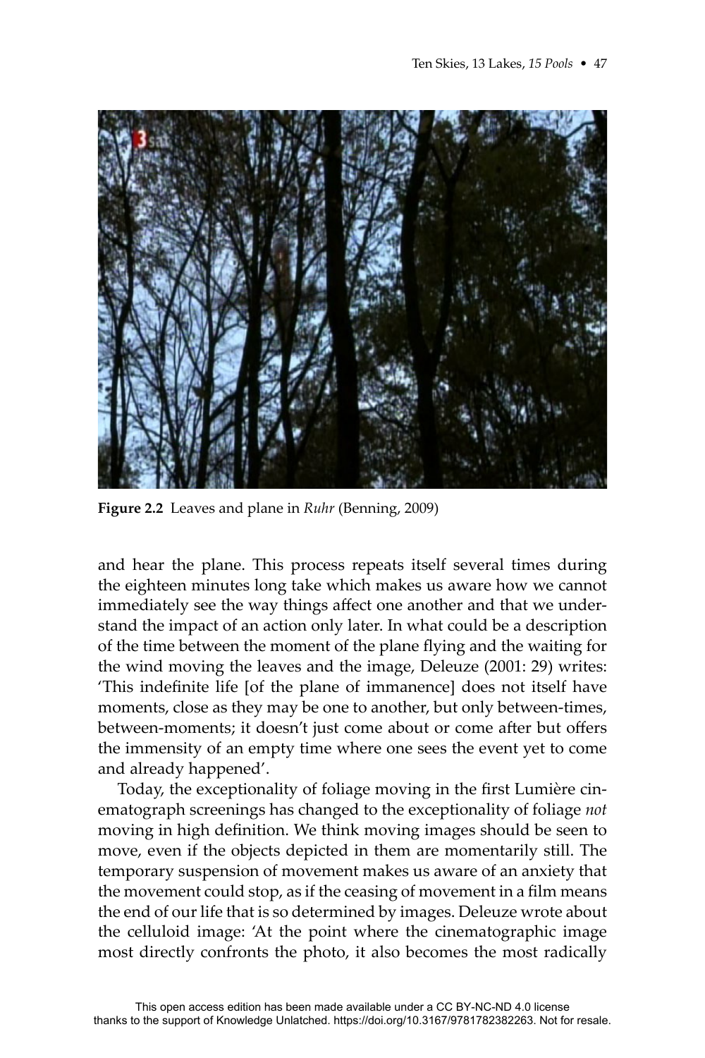**Figure 2.2** Leaves and plane in *Ruhr* (Benning, 2009)

and hear the plane. This process repeats itself several times during the eighteen minutes long take which makes us aware how we cannot immediately see the way things affect one another and that we understand the impact of an action only later. In what could be a description of the time between the moment of the plane flying and the waiting for the wind moving the leaves and the image, Deleuze (2001: 29) writes: 'This indefinite life [of the plane of immanence] does not itself have moments, close as they may be one to another, but only between-times, between-moments; it doesn't just come about or come after but offers the immensity of an empty time where one sees the event yet to come and already happened'.

Today, the exceptionality of foliage moving in the first Lumière cinematograph screenings has changed to the exceptionality of foliage *not* moving in high definition. We think moving images should be seen to move, even if the objects depicted in them are momentarily still. The temporary suspension of movement makes us aware of an anxiety that the movement could stop, as if the ceasing of movement in a film means the end of our life that is so determined by images. Deleuze wrote about the celluloid image: 'At the point where the cinematographic image most directly confronts the photo, it also becomes the most radically

This open access edition has been made available under a CC BY-NC-ND 4.0 license thanks to the support of Knowledge Unlatched. https://doi.org/10.3167/9781782382263. Not for resale.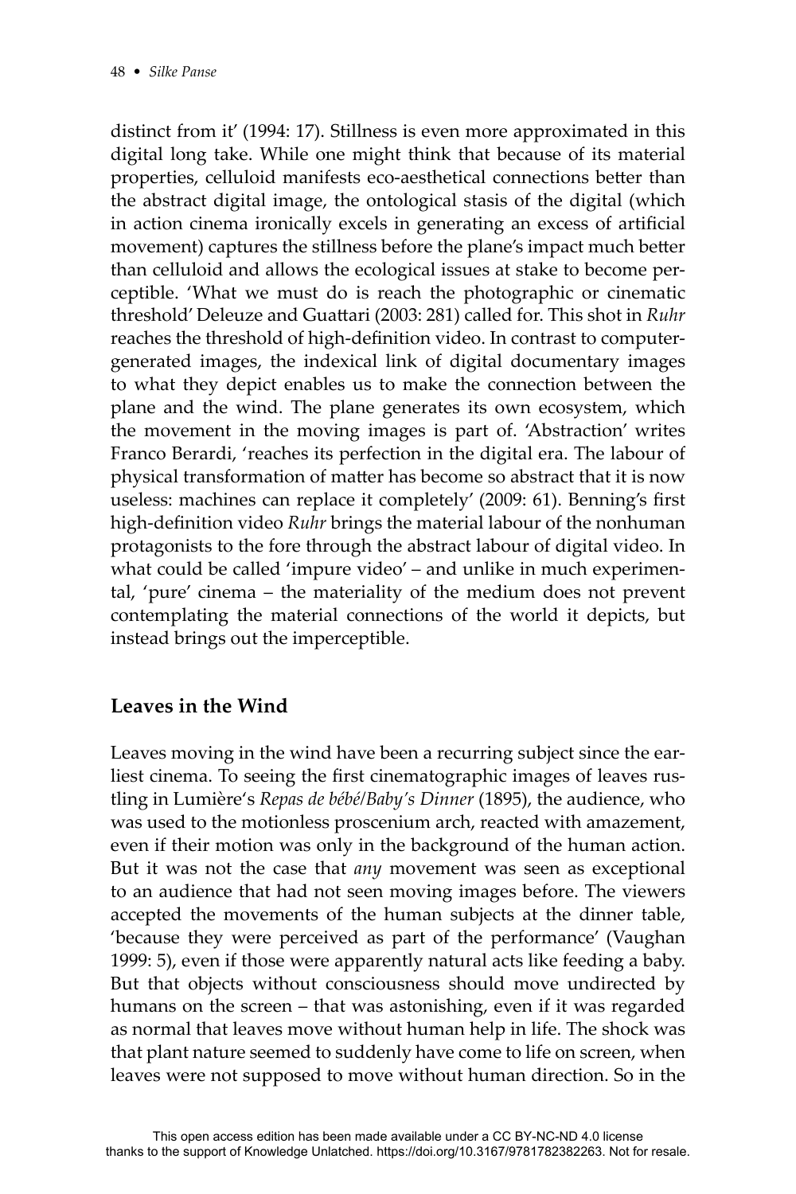distinct from it' (1994: 17). Stillness is even more approximated in this digital long take. While one might think that because of its material properties, celluloid manifests eco-aesthetical connections better than the abstract digital image, the ontological stasis of the digital (which in action cinema ironically excels in generating an excess of artificial movement) captures the stillness before the plane's impact much better than celluloid and allows the ecological issues at stake to become perceptible. 'What we must do is reach the photographic or cinematic threshold' Deleuze and Guattari (2003: 281) called for. This shot in *Ruhr* reaches the threshold of high-definition video. In contrast to computer-generated images, the indexical link of digital documentary images to what they depict enables us to make the connection between the plane and the wind. The plane generates its own ecosystem, which the movement in the moving images is part of. 'Abstraction' writes Franco Berardi, 'reaches its perfection in the digital era. The labour of physical transformation of matter has become so abstract that it is now useless: machines can replace it completely' (2009: 61). Benning's first high-definition video *Ruhr* brings the material labour of the nonhuman protagonists to the fore through the abstract labour of digital video. In what could be called 'impure video' – and unlike in much experimental, 'pure' cinema – the materiality of the medium does not prevent contemplating the material connections of the world it depicts, but instead brings out the imperceptible.

## Leaves in the Wind

Leaves moving in the wind have been a recurring subject since the earliest cinema. To seeing the first cinematographic images of leaves rustling in Lumière's *Repas de bébé/Baby's Dinner* (1895), the audience, who was used to the motionless proscenium arch, reacted with amazement, even if their motion was only in the background of the human action. But it was not the case that *any* movement was seen as exceptional to an audience that had not seen moving images before. The viewers accepted the movements of the human subjects at the dinner table, 'because they were perceived as part of the performance' (Vaughan 1999: 5), even if those were apparently natural acts like feeding a baby. But that objects without consciousness should move undirected by humans on the screen – that was astonishing, even if it was regarded as normal that leaves move without human help in life. The shock was that plant nature seemed to suddenly have come to life on screen, when leaves were not supposed to move without human direction. So in the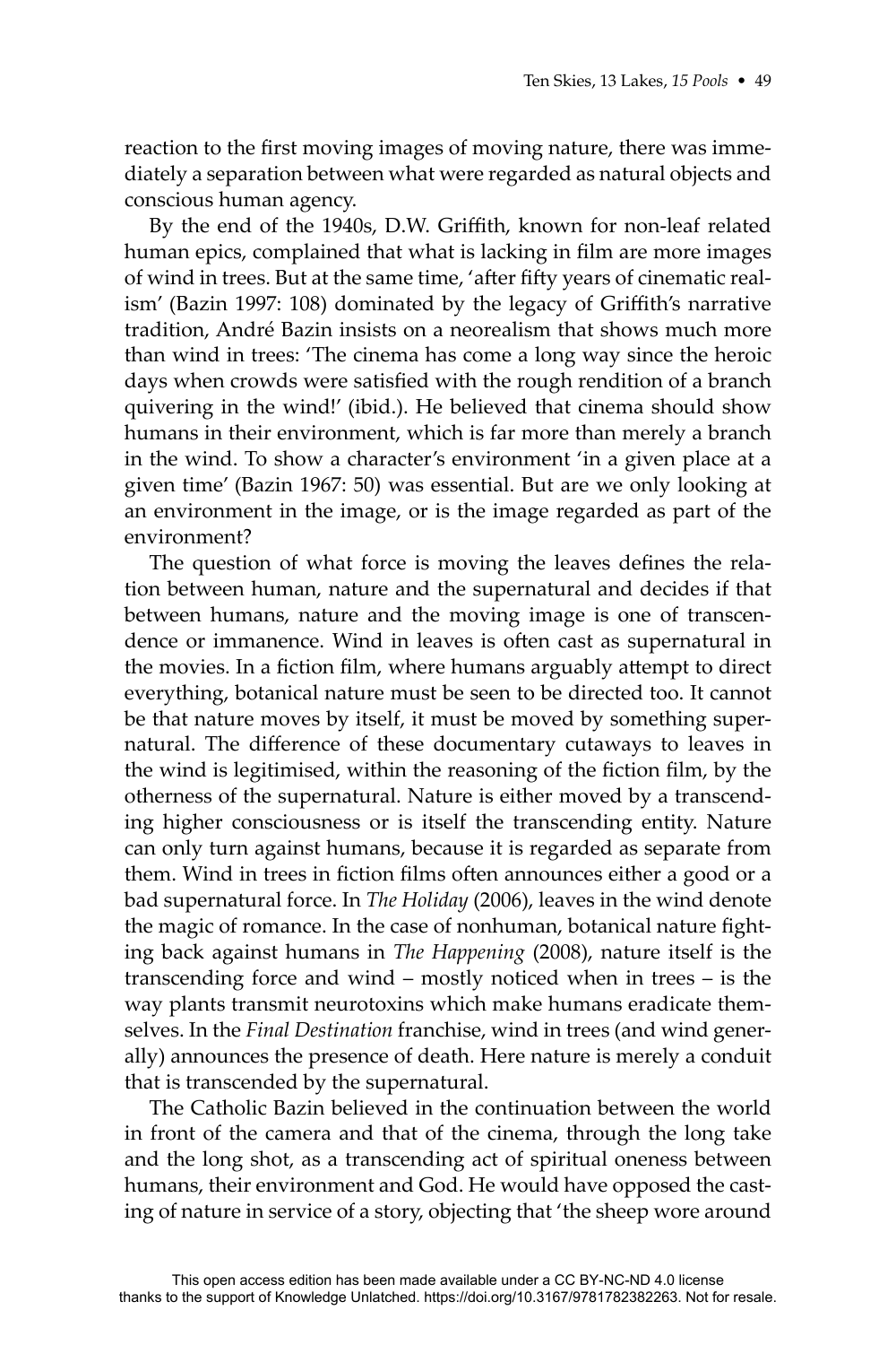reaction to the first moving images of moving nature, there was immediately a separation between what were regarded as natural objects and conscious human agency.

By the end of the 1940s, D.W. Griffith, known for non-leaf related human epics, complained that what is lacking in film are more images of wind in trees. But at the same time, 'after fifty years of cinematic realism' (Bazin 1997: 108) dominated by the legacy of Griffith's narrative tradition, André Bazin insists on a neorealism that shows much more than wind in trees: 'The cinema has come a long way since the heroic days when crowds were satisfied with the rough rendition of a branch quivering in the wind!' (ibid.). He believed that cinema should show humans in their environment, which is far more than merely a branch in the wind. To show a character's environment 'in a given place at a given time' (Bazin 1967: 50) was essential. But are we only looking at an environment in the image, or is the image regarded as part of the environment?

The question of what force is moving the leaves defines the relation between human, nature and the supernatural and decides if that between humans, nature and the moving image is one of transcendence or immanence. Wind in leaves is often cast as supernatural in the movies. In a fiction film, where humans arguably attempt to direct everything, botanical nature must be seen to be directed too. It cannot be that nature moves by itself, it must be moved by something supernatural. The difference of these documentary cutaways to leaves in the wind is legitimised, within the reasoning of the fiction film, by the otherness of the supernatural. Nature is either moved by a transcending higher consciousness or is itself the transcending entity. Nature can only turn against humans, because it is regarded as separate from them. Wind in trees in fiction films often announces either a good or a bad supernatural force. In *The Holiday* (2006), leaves in the wind denote the magic of romance. In the case of nonhuman, botanical nature fighting back against humans in *The Happening* (2008), nature itself is the transcending force and wind – mostly noticed when in trees – is the way plants transmit neurotoxins which make humans eradicate themselves. In the *Final Destination* franchise, wind in trees (and wind generally) announces the presence of death. Here nature is merely a conduit that is transcended by the supernatural.

The Catholic Bazin believed in the continuation between the world in front of the camera and that of the cinema, through the long take and the long shot, as a transcending act of spiritual oneness between humans, their environment and God. He would have opposed the casting of nature in service of a story, objecting that 'the sheep wore around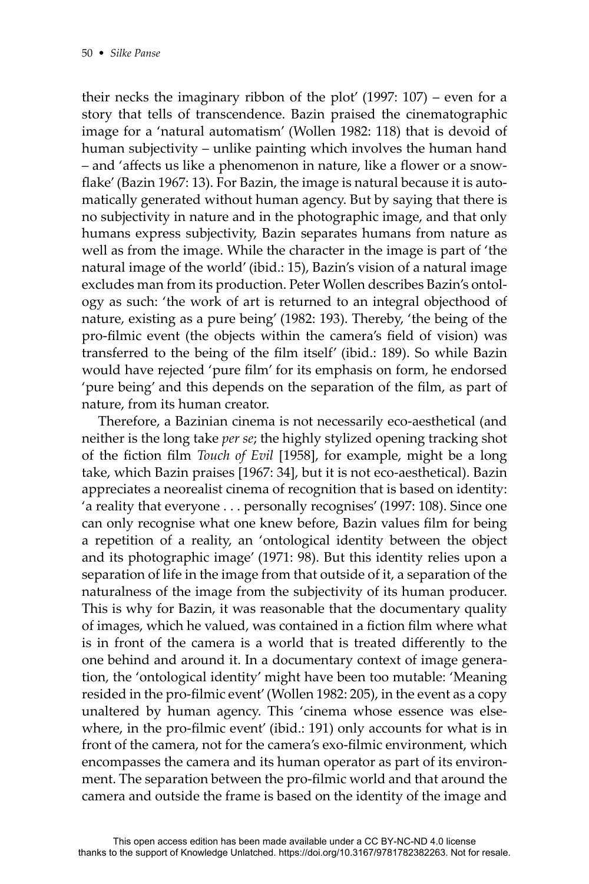their necks the imaginary ribbon of the plot' (1997: 107) – even for a story that tells of transcendence. Bazin praised the cinematographic image for a 'natural automatism' (Wollen 1982: 118) that is devoid of human subjectivity – unlike painting which involves the human hand – and 'affects us like a phenomenon in nature, like a flower or a snowflake' (Bazin 1967: 13). For Bazin, the image is natural because it is automatically generated without human agency. But by saying that there is no subjectivity in nature and in the photographic image, and that only humans express subjectivity, Bazin separates humans from nature as well as from the image. While the character in the image is part of 'the natural image of the world' (ibid.: 15), Bazin's vision of a natural image excludes man from its production. Peter Wollen describes Bazin's ontology as such: 'the work of art is returned to an integral objecthood of nature, existing as a pure being' (1982: 193). Thereby, 'the being of the pro-filmic event (the objects within the camera's field of vision) was transferred to the being of the film itself' (ibid.: 189). So while Bazin would have rejected 'pure film' for its emphasis on form, he endorsed 'pure being' and this depends on the separation of the film, as part of nature, from its human creator.

Therefore, a Bazinian cinema is not necessarily eco-aesthetical (and neither is the long take *per se*; the highly stylized opening tracking shot of the fiction film *Touch of Evil* [1958], for example, might be a long take, which Bazin praises [1967: 34], but it is not eco-aesthetical). Bazin appreciates a neorealist cinema of recognition that is based on identity: 'a reality that everyone . . . personally recognises' (1997: 108). Since one can only recognise what one knew before, Bazin values film for being a repetition of a reality, an 'ontological identity between the object and its photographic image' (1971: 98). But this identity relies upon a separation of life in the image from that outside of it, a separation of the naturalness of the image from the subjectivity of its human producer. This is why for Bazin, it was reasonable that the documentary quality of images, which he valued, was contained in a fiction film where what is in front of the camera is a world that is treated differently to the one behind and around it. In a documentary context of image generation, the 'ontological identity' might have been too mutable: 'Meaning resided in the pro-filmic event' (Wollen 1982: 205), in the event as a copy unaltered by human agency. This 'cinema whose essence was elsewhere, in the pro-filmic event' (ibid.: 191) only accounts for what is in front of the camera, not for the camera's exo-filmic environment, which encompasses the camera and its human operator as part of its environment. The separation between the pro-filmic world and that around the camera and outside the frame is based on the identity of the image and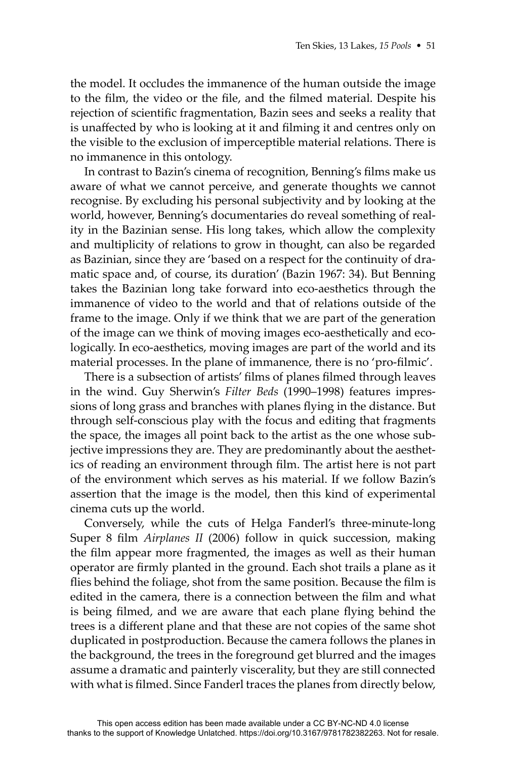the model. It occludes the immanence of the human outside the image to the film, the video or the file, and the filmed material. Despite his rejection of scientific fragmentation, Bazin sees and seeks a reality that is unaffected by who is looking at it and filming it and centres only on the visible to the exclusion of imperceptible material relations. There is no immanence in this ontology.

In contrast to Bazin's cinema of recognition, Benning's films make us aware of what we cannot perceive, and generate thoughts we cannot recognise. By excluding his personal subjectivity and by looking at the world, however, Benning's documentaries do reveal something of reality in the Bazinian sense. His long takes, which allow the complexity and multiplicity of relations to grow in thought, can also be regarded as Bazinian, since they are 'based on a respect for the continuity of dramatic space and, of course, its duration' (Bazin 1967: 34). But Benning takes the Bazinian long take forward into eco-aesthetics through the immanence of video to the world and that of relations outside of the frame to the image. Only if we think that we are part of the generation of the image can we think of moving images eco-aesthetically and ecologically. In eco-aesthetics, moving images are part of the world and its material processes. In the plane of immanence, there is no 'pro-filmic'.

There is a subsection of artists' films of planes filmed through leaves in the wind. Guy Sherwin's *Filter Beds* (1990–1998) features impressions of long grass and branches with planes flying in the distance. But through self-conscious play with the focus and editing that fragments the space, the images all point back to the artist as the one whose subjective impressions they are. They are predominantly about the aesthetics of reading an environment through film. The artist here is not part of the environment which serves as his material. If we follow Bazin's assertion that the image is the model, then this kind of experimental cinema cuts up the world.

Conversely, while the cuts of Helga Fanderl's three-minute-long Super 8 film *Airplanes II* (2006) follow in quick succession, making the film appear more fragmented, the images as well as their human operator are firmly planted in the ground. Each shot trails a plane as it flies behind the foliage, shot from the same position. Because the film is edited in the camera, there is a connection between the film and what is being filmed, and we are aware that each plane flying behind the trees is a different plane and that these are not copies of the same shot duplicated in postproduction. Because the camera follows the planes in the background, the trees in the foreground get blurred and the images assume a dramatic and painterly viscerality, but they are still connected with what is filmed. Since Fanderl traces the planes from directly below,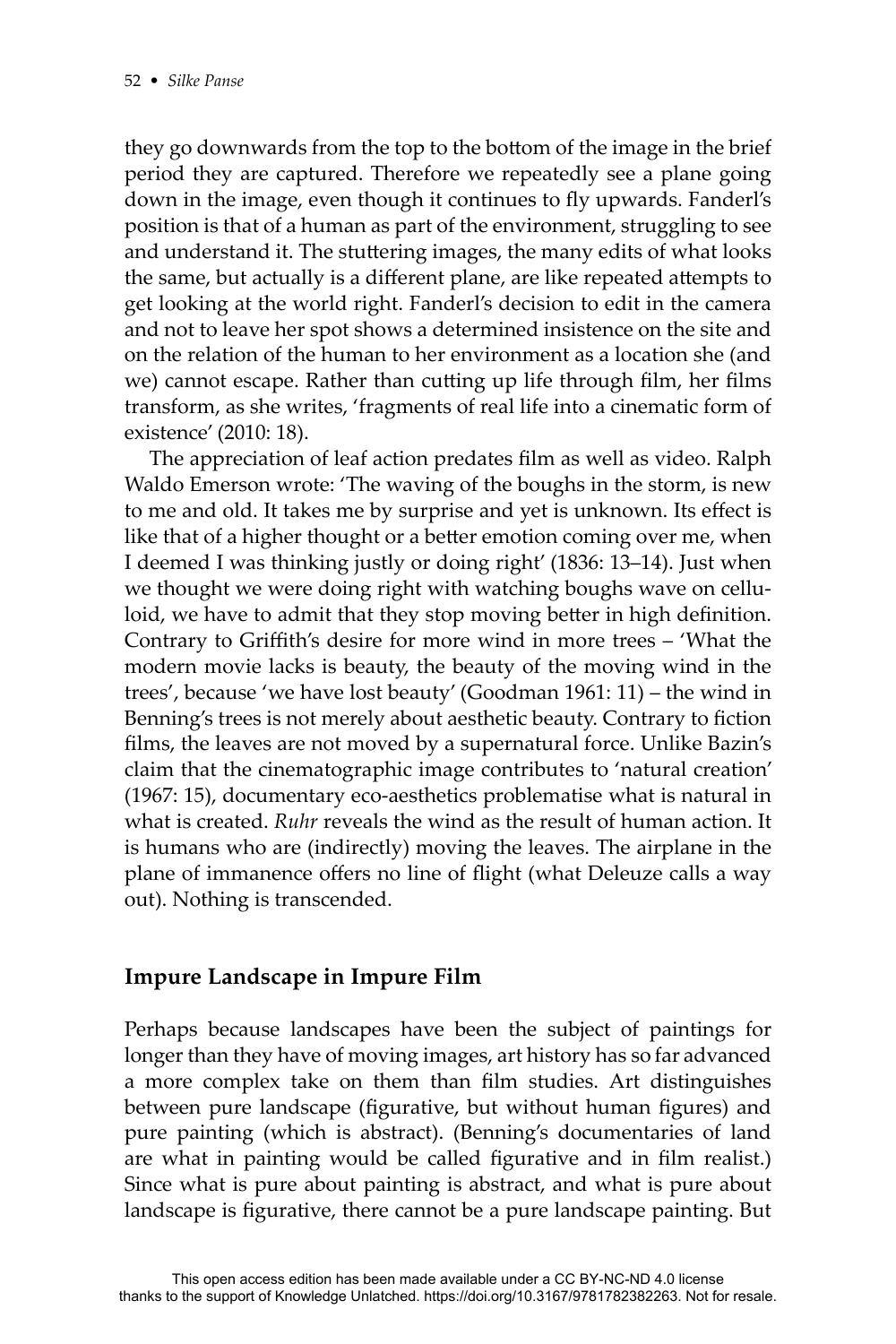they go downwards from the top to the bottom of the image in the brief period they are captured. Therefore we repeatedly see a plane going down in the image, even though it continues to fly upwards. Fanderl's position is that of a human as part of the environment, struggling to see and understand it. The stuttering images, the many edits of what looks the same, but actually is a different plane, are like repeated attempts to get looking at the world right. Fanderl's decision to edit in the camera and not to leave her spot shows a determined insistence on the site and on the relation of the human to her environment as a location she (and we) cannot escape. Rather than cutting up life through film, her films transform, as she writes, 'fragments of real life into a cinematic form of existence' (2010: 18).

The appreciation of leaf action predates film as well as video. Ralph Waldo Emerson wrote: 'The waving of the boughs in the storm, is new to me and old. It takes me by surprise and yet is unknown. Its effect is like that of a higher thought or a better emotion coming over me, when I deemed I was thinking justly or doing right' (1836: 13–14). Just when we thought we were doing right with watching boughs wave on celluloid, we have to admit that they stop moving better in high definition. Contrary to Griffith's desire for more wind in more trees – 'What the modern movie lacks is beauty, the beauty of the moving wind in the trees', because 'we have lost beauty' (Goodman 1961: 11) – the wind in Benning's trees is not merely about aesthetic beauty. Contrary to fiction films, the leaves are not moved by a supernatural force. Unlike Bazin's claim that the cinematographic image contributes to 'natural creation' (1967: 15), documentary eco-aesthetics problematise what is natural in what is created. *Ruhr* reveals the wind as the result of human action. It is humans who are (indirectly) moving the leaves. The airplane in the plane of immanence offers no line of flight (what Deleuze calls a way out). Nothing is transcended.

## Impure Landscape in Impure Film

Perhaps because landscapes have been the subject of paintings for longer than they have of moving images, art history has so far advanced a more complex take on them than film studies. Art distinguishes between pure landscape (figurative, but without human figures) and pure painting (which is abstract). (Benning's documentaries of land are what in painting would be called figurative and in film realist.) Since what is pure about painting is abstract, and what is pure about landscape is figurative, there cannot be a pure landscape painting. But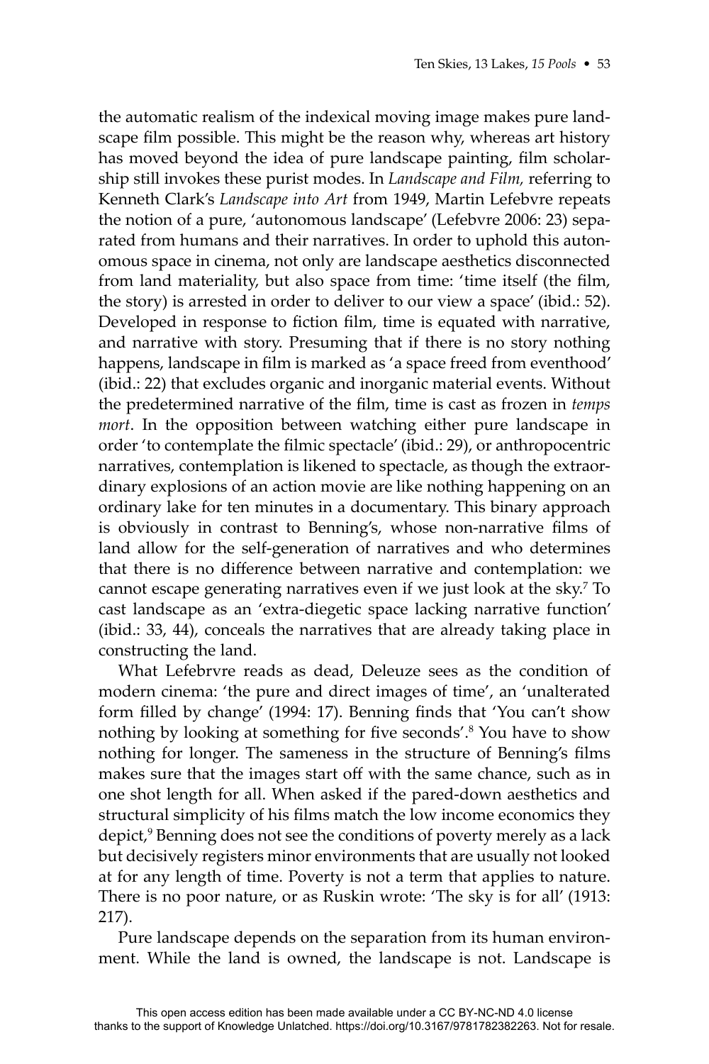the automatic realism of the indexical moving image makes pure landscape film possible. This might be the reason why, whereas art history has moved beyond the idea of pure landscape painting, film scholarship still invokes these purist modes. In *Landscape and Film,* referring to Kenneth Clark's *Landscape into Art* from 1949, Martin Lefebvre repeats the notion of a pure, 'autonomous landscape' (Lefebvre 2006: 23) separated from humans and their narratives. In order to uphold this autonomous space in cinema, not only are landscape aesthetics disconnected from land materiality, but also space from time: 'time itself (the film, the story) is arrested in order to deliver to our view a space' (ibid.: 52). Developed in response to fiction film, time is equated with narrative, and narrative with story. Presuming that if there is no story nothing happens, landscape in film is marked as 'a space freed from eventhood' (ibid.: 22) that excludes organic and inorganic material events. Without the predetermined narrative of the film, time is cast as frozen in *temps mort*. In the opposition between watching either pure landscape in order 'to contemplate the filmic spectacle' (ibid.: 29), or anthropocentric narratives, contemplation is likened to spectacle, as though the extraordinary explosions of an action movie are like nothing happening on an ordinary lake for ten minutes in a documentary. This binary approach is obviously in contrast to Benning's, whose non-narrative films of land allow for the self-generation of narratives and who determines that there is no difference between narrative and contemplation: we cannot escape generating narratives even if we just look at the sky.[7] To cast landscape as an 'extra-diegetic space lacking narrative function' (ibid.: 33, 44), conceals the narratives that are already taking place in constructing the land.

What Lefebrvre reads as dead, Deleuze sees as the condition of modern cinema: 'the pure and direct images of time', an 'unaltered form filled by change' (1994: 17). Benning finds that 'You can't show nothing by looking at something for five seconds'.[8] You have to show nothing for longer. The sameness in the structure of Benning's films makes sure that the images start off with the same chance, such as in one shot length for all. When asked if the pared-down aesthetics and structural simplicity of his films match the low income economics they depict,[9] Benning does not see the conditions of poverty merely as a lack but decisively registers minor environments that are usually not looked at for any length of time. Poverty is not a term that applies to nature. There is no poor nature, or as Ruskin wrote: 'The sky is for all' (1913: 217).

Pure landscape depends on the separation from its human environment. While the land is owned, the landscape is not. Landscape is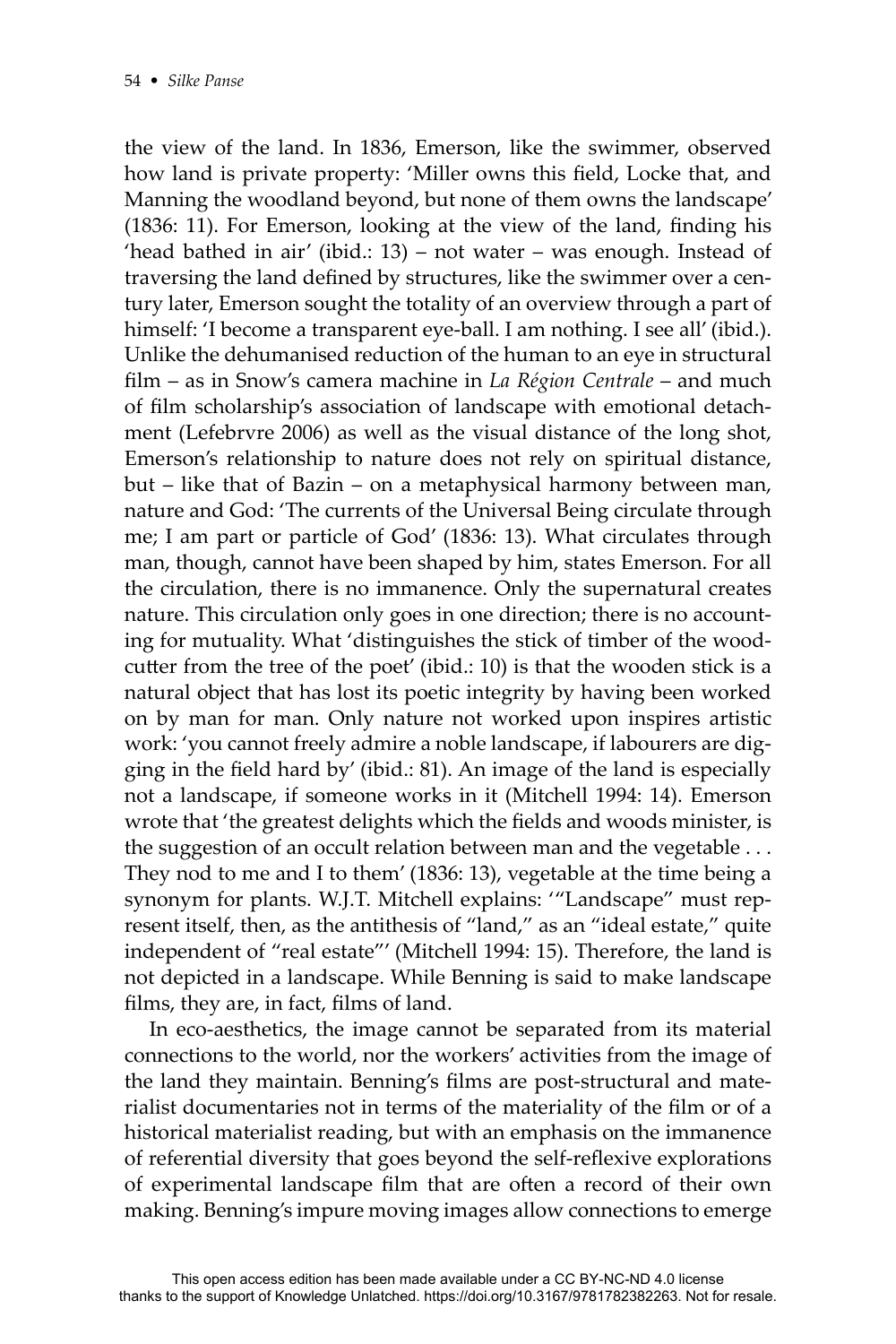the view of the land. In 1836, Emerson, like the swimmer, observed how land is private property: 'Miller owns this field, Locke that, and Manning the woodland beyond, but none of them owns the landscape' (1836: 11). For Emerson, looking at the view of the land, finding his 'head bathed in air' (ibid.: 13) – not water – was enough. Instead of traversing the land defined by structures, like the swimmer over a century later, Emerson sought the totality of an overview through a part of himself: 'I become a transparent eye-ball. I am nothing. I see all' (ibid.). Unlike the dehumanised reduction of the human to an eye in structural film – as in Snow's camera machine in *La Région Centrale* – and much of film scholarship's association of landscape with emotional detachment (Lefebrvre 2006) as well as the visual distance of the long shot, Emerson's relationship to nature does not rely on spiritual distance, but – like that of Bazin – on a metaphysical harmony between man, nature and God: 'The currents of the Universal Being circulate through me; I am part or particle of God' (1836: 13). What circulates through man, though, cannot have been shaped by him, states Emerson. For all the circulation, there is no immanence. Only the supernatural creates nature. This circulation only goes in one direction; there is no accounting for mutuality. What 'distinguishes the stick of timber of the woodcutter from the tree of the poet' (ibid.: 10) is that the wooden stick is a natural object that has lost its poetic integrity by having been worked on by man for man. Only nature not worked upon inspires artistic work: 'you cannot freely admire a noble landscape, if labourers are digging in the field hard by' (ibid.: 81). An image of the land is especially not a landscape, if someone works in it (Mitchell 1994: 14). Emerson wrote that 'the greatest delights which the fields and woods minister, is the suggestion of an occult relation between man and the vegetable . . . They nod to me and I to them' (1836: 13), vegetable at the time being a synonym for plants. W.J.T. Mitchell explains: '"Landscape" must represent itself, then, as the antithesis of "land," as an "ideal estate," quite independent of "real estate"' (Mitchell 1994: 15). Therefore, the land is not depicted in a landscape. While Benning is said to make landscape films, they are, in fact, films of land.

In eco-aesthetics, the image cannot be separated from its material connections to the world, nor the workers' activities from the image of the land they maintain. Benning's films are post-structural and materialist documentaries not in terms of the materiality of the film or of a historical materialist reading, but with an emphasis on the immanence of referential diversity that goes beyond the self-reflexive explorations of experimental landscape film that are often a record of their own making. Benning's impure moving images allow connections to emerge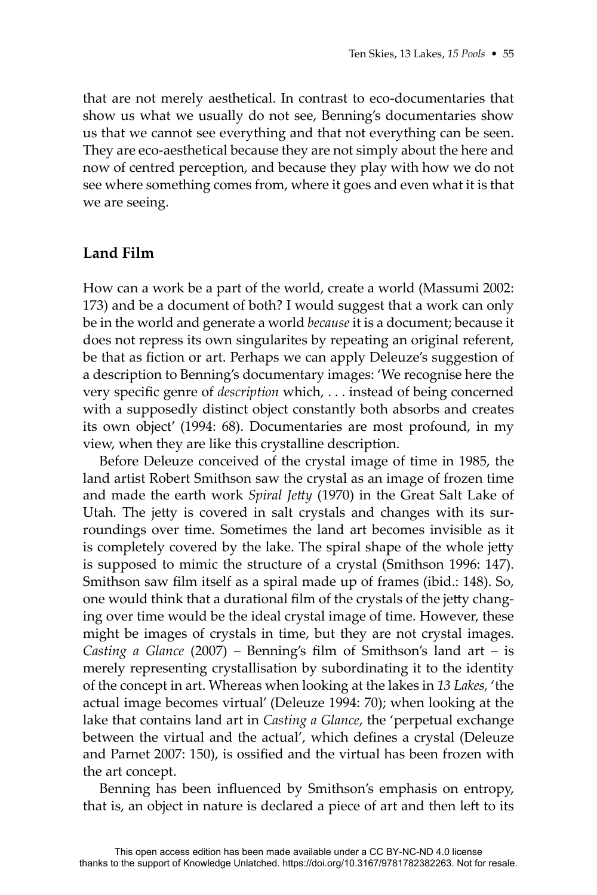that are not merely aesthetical. In contrast to eco-documentaries that show us what we usually do not see, Benning's documentaries show us that we cannot see everything and that not everything can be seen. They are eco-aesthetical because they are not simply about the here and now of centred perception, and because they play with how we do not see where something comes from, where it goes and even what it is that we are seeing.

## Land Film

How can a work be a part of the world, create a world (Massumi 2002: 173) and be a document of both? I would suggest that a work can only be in the world and generate a world *because* it is a document; because it does not repress its own singularites by repeating an original referent, be that as fiction or art. Perhaps we can apply Deleuze's suggestion of a description to Benning's documentary images: 'We recognise here the very specific genre of *description* which, . . . instead of being concerned with a supposedly distinct object constantly both absorbs and creates its own object' (1994: 68). Documentaries are most profound, in my view, when they are like this crystalline description.

Before Deleuze conceived of the crystal image of time in 1985, the land artist Robert Smithson saw the crystal as an image of frozen time and made the earth work *Spiral Jetty* (1970) in the Great Salt Lake of Utah. The jetty is covered in salt crystals and changes with its surroundings over time. Sometimes the land art becomes invisible as it is completely covered by the lake. The spiral shape of the whole jetty is supposed to mimic the structure of a crystal (Smithson 1996: 147). Smithson saw film itself as a spiral made up of frames (ibid.: 148). So, one would think that a durational film of the crystals of the jetty changing over time would be the ideal crystal image of time. However, these might be images of crystals in time, but they are not crystal images. *Casting a Glance* (2007) – Benning's film of Smithson's land art – is merely representing crystallisation by subordinating it to the identity of the concept in art. Whereas when looking at the lakes in *13 Lakes,* 'the actual image becomes virtual' (Deleuze 1994: 70); when looking at the lake that contains land art in *Casting a Glance*, the 'perpetual exchange between the virtual and the actual', which defines a crystal (Deleuze and Parnet 2007: 150), is ossified and the virtual has been frozen with the art concept.

Benning has been influenced by Smithson's emphasis on entropy, that is, an object in nature is declared a piece of art and then left to its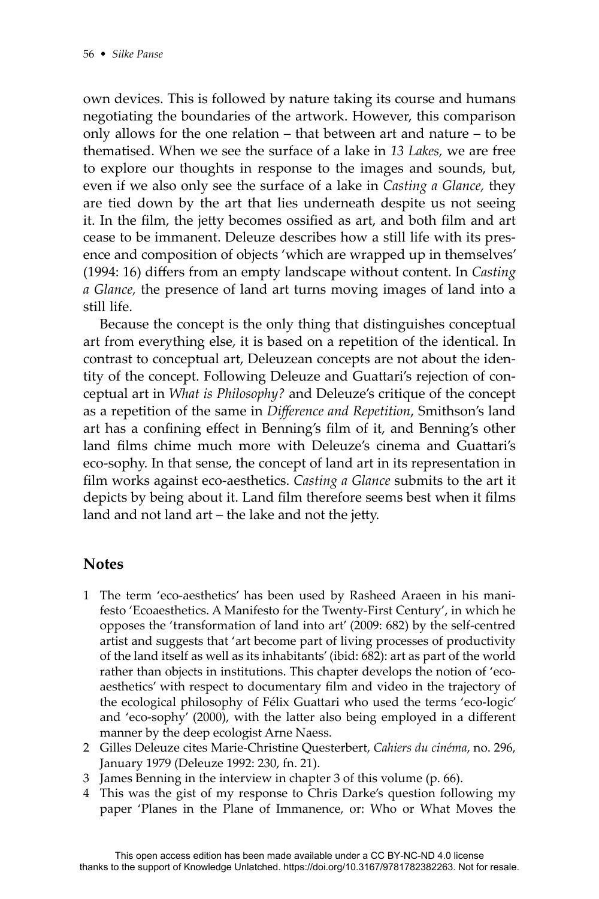own devices. This is followed by nature taking its course and humans negotiating the boundaries of the artwork. However, this comparison only allows for the one relation – that between art and nature – to be thematised. When we see the surface of a lake in *13 Lakes,* we are free to explore our thoughts in response to the images and sounds, but, even if we also only see the surface of a lake in *Casting a Glance,* they are tied down by the art that lies underneath despite us not seeing it. In the film, the jetty becomes ossified as art, and both film and art cease to be immanent. Deleuze describes how a still life with its presence and composition of objects 'which are wrapped up in themselves' (1994: 16) differs from an empty landscape without content. In *Casting a Glance,* the presence of land art turns moving images of land into a still life.

Because the concept is the only thing that distinguishes conceptual art from everything else, it is based on a repetition of the identical. In contrast to conceptual art, Deleuzean concepts are not about the identity of the concept. Following Deleuze and Guattari's rejection of conceptual art in *What is Philosophy?* and Deleuze's critique of the concept as a repetition of the same in *Difference and Repetition*, Smithson's land art has a confining effect in Benning's film of it, and Benning's other land films chime much more with Deleuze's cinema and Guattari's eco-sophy. In that sense, the concept of land art in its representation in film works against eco-aesthetics. *Casting a Glance* submits to the art it depicts by being about it. Land film therefore seems best when it films land and not land art – the lake and not the jetty.

## Notes

1 The term 'eco-aesthetics' has been used by Rasheed Araeen in his manifesto 'Ecoaesthetics. A Manifesto for the Twenty-First Century', in which he opposes the 'transformation of land into art' (2009: 682) by the self-centred artist and suggests that 'art become part of living processes of productivity of the land itself as well as its inhabitants' (ibid: 682): art as part of the world rather than objects in institutions. This chapter develops the notion of 'eco-aesthetics' with respect to documentary film and video in the trajectory of the ecological philosophy of Félix Guattari who used the terms 'eco-logic' and 'eco-sophy' (2000), with the latter also being employed in a different manner by the deep ecologist Arne Naess.

2 Gilles Deleuze cites Marie-Christine Questerbert, *Cahiers du cinéma*, no. 296, January 1979 (Deleuze 1992: 230, fn. 21).

3 James Benning in the interview in chapter 3 of this volume (p. 66).

4 This was the gist of my response to Chris Darke's question following my paper 'Planes in the Plane of Immanence, or: Who or What Moves the

This open access edition has been made available under a CC BY-NC-ND 4.0 license thanks to the support of Knowledge Unlatched. https://doi.org/10.3167/9781782382263. Not for resale.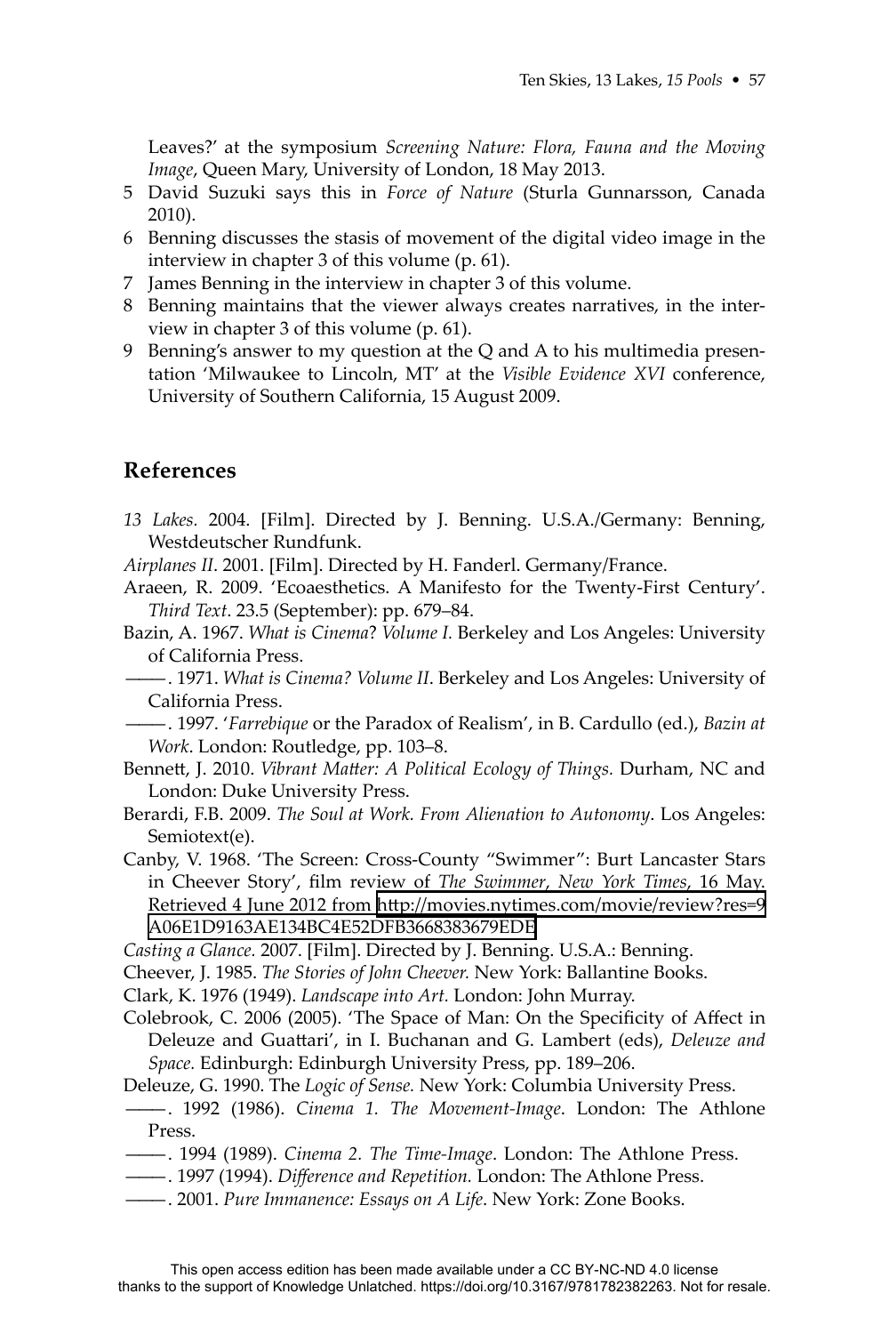Leaves?' at the symposium *Screening Nature: Flora, Fauna and the Moving Image*, Queen Mary, University of London, 18 May 2013.

5 David Suzuki says this in *Force of Nature* (Sturla Gunnarsson, Canada 2010).
6 Benning discusses the stasis of movement of the digital video image in the interview in chapter 3 of this volume (p. 61).
7 James Benning in the interview in chapter 3 of this volume.
8 Benning maintains that the viewer always creates narratives, in the interview in chapter 3 of this volume (p. 61).
9 Benning's answer to my question at the Q and A to his multimedia presentation 'Milwaukee to Lincoln, MT' at the *Visible Evidence XVI* conference, University of Southern California, 15 August 2009.

## References

*13 Lakes.* 2004. [Film]. Directed by J. Benning. U.S.A./Germany: Benning, Westdeutscher Rundfunk.

*Airplanes II*. 2001. [Film]. Directed by H. Fanderl. Germany/France.

Araeen, R. 2009. 'Ecoaesthetics. A Manifesto for the Twenty-First Century'. *Third Text*. 23.5 (September): pp. 679–84.

Bazin, A. 1967. *What is Cinema? Volume I.* Berkeley and Los Angeles: University of California Press.

———. 1971. *What is Cinema? Volume II*. Berkeley and Los Angeles: University of California Press.

———. 1997. '*Farrebique* or the Paradox of Realism', in B. Cardullo (ed.), *Bazin at Work*. London: Routledge, pp. 103–8.

Bennett, J. 2010. *Vibrant Matter: A Political Ecology of Things.* Durham, NC and London: Duke University Press.

Berardi, F.B. 2009. *The Soul at Work. From Alienation to Autonomy*. Los Angeles: Semiotext(e).

Canby, V. 1968. 'The Screen: Cross-County "Swimmer": Burt Lancaster Stars in Cheever Story', film review of *The Swimmer*, *New York Times*, 16 May. Retrieved 4 June 2012 from http://movies.nytimes.com/movie/review?res=9A06E1D9163AE134BC4E52DFB3668383679EDE

*Casting a Glance.* 2007. [Film]. Directed by J. Benning. U.S.A.: Benning.

Cheever, J. 1985. *The Stories of John Cheever.* New York: Ballantine Books.

Clark, K. 1976 (1949). *Landscape into Art.* London: John Murray.

Colebrook, C. 2006 (2005). 'The Space of Man: On the Specificity of Affect in Deleuze and Guattari', in I. Buchanan and G. Lambert (eds), *Deleuze and Space.* Edinburgh: Edinburgh University Press, pp. 189–206.

Deleuze, G. 1990. The *Logic of Sense.* New York: Columbia University Press.

———. 1992 (1986). *Cinema 1. The Movement-Image*. London: The Athlone Press.

———. 1994 (1989). *Cinema 2. The Time-Image*. London: The Athlone Press.

———. 1997 (1994). *Difference and Repetition.* London: The Athlone Press.

———. 2001. *Pure Immanence: Essays on A Life*. New York: Zone Books.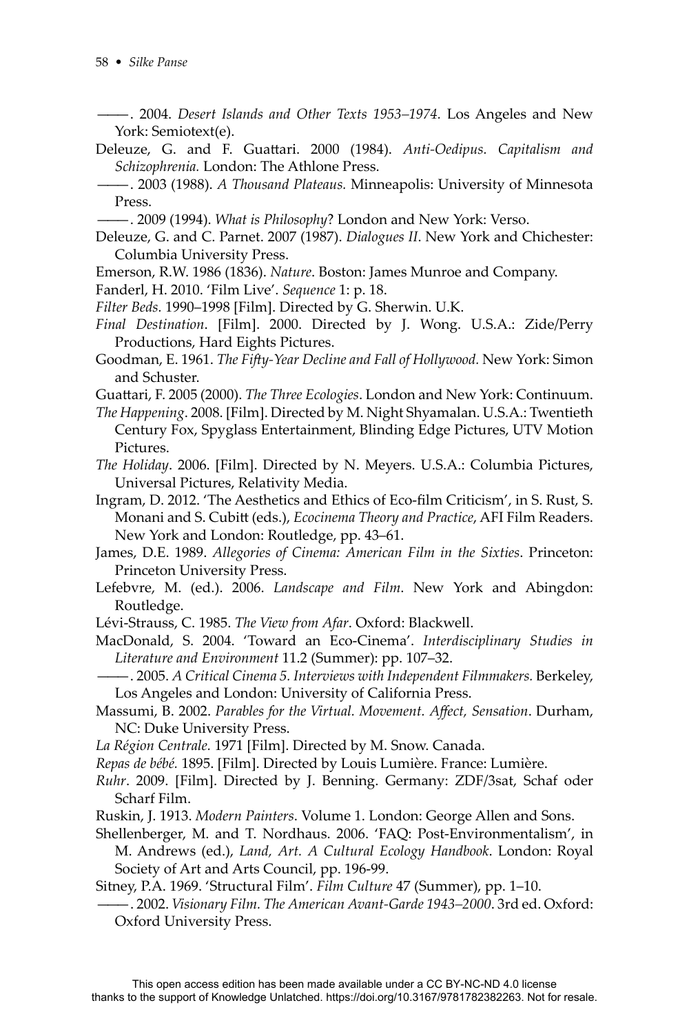———. 2004. *Desert Islands and Other Texts 1953–1974.* Los Angeles and New York: Semiotext(e).

Deleuze, G. and F. Guattari. 2000 (1984). *Anti-Oedipus. Capitalism and Schizophrenia.* London: The Athlone Press.

———. 2003 (1988). *A Thousand Plateaus.* Minneapolis: University of Minnesota Press.

———. 2009 (1994). *What is Philosophy*? London and New York: Verso.

Deleuze, G. and C. Parnet. 2007 (1987). *Dialogues II*. New York and Chichester: Columbia University Press.

Emerson, R.W. 1986 (1836). *Nature*. Boston: James Munroe and Company.

Fanderl, H. 2010. 'Film Live'. *Sequence* 1: p. 18.

*Filter Beds.* 1990–1998 [Film]. Directed by G. Sherwin. U.K.

*Final Destination*. [Film]. 2000. Directed by J. Wong. U.S.A.: Zide/Perry Productions, Hard Eights Pictures.

Goodman, E. 1961. *The Fifty-Year Decline and Fall of Hollywood.* New York: Simon and Schuster.

Guattari, F. 2005 (2000). *The Three Ecologies*. London and New York: Continuum.

*The Happening*. 2008. [Film]. Directed by M. Night Shyamalan. U.S.A.: Twentieth Century Fox, Spyglass Entertainment, Blinding Edge Pictures, UTV Motion Pictures.

*The Holiday*. 2006. [Film]. Directed by N. Meyers. U.S.A.: Columbia Pictures, Universal Pictures, Relativity Media.

Ingram, D. 2012. 'The Aesthetics and Ethics of Eco-film Criticism', in S. Rust, S. Monani and S. Cubitt (eds.), *Ecocinema Theory and Practice*, AFI Film Readers. New York and London: Routledge, pp. 43–61.

James, D.E. 1989. *Allegories of Cinema: American Film in the Sixties*. Princeton: Princeton University Press.

Lefebvre, M. (ed.). 2006. *Landscape and Film*. New York and Abingdon: Routledge.

Lévi-Strauss, C. 1985. *The View from Afar*. Oxford: Blackwell.

MacDonald, S. 2004. 'Toward an Eco-Cinema'. *Interdisciplinary Studies in Literature and Environment* 11.2 (Summer): pp. 107–32.

———. 2005. *A Critical Cinema 5. Interviews with Independent Filmmakers.* Berkeley, Los Angeles and London: University of California Press.

Massumi, B. 2002. *Parables for the Virtual. Movement. Affect, Sensation*. Durham, NC: Duke University Press.

*La Région Centrale.* 1971 [Film]. Directed by M. Snow. Canada.

*Repas de bébé.* 1895. [Film]. Directed by Louis Lumière. France: Lumière.

*Ruhr*. 2009. [Film]. Directed by J. Benning. Germany: ZDF/3sat, Schaf oder Scharf Film.

Ruskin, J. 1913. *Modern Painters*. Volume 1. London: George Allen and Sons.

Shellenberger, M. and T. Nordhaus. 2006. 'FAQ: Post-Environmentalism', in M. Andrews (ed.), *Land, Art. A Cultural Ecology Handbook*. London: Royal Society of Art and Arts Council, pp. 196-99.

Sitney, P.A. 1969. 'Structural Film'. *Film Culture* 47 (Summer), pp. 1–10.

———. 2002. *Visionary Film. The American Avant-Garde 1943–2000*. 3rd ed. Oxford: Oxford University Press.

This open access edition has been made available under a CC BY-NC-ND 4.0 license thanks to the support of Knowledge Unlatched. https://doi.org/10.3167/9781782382263. Not for resale.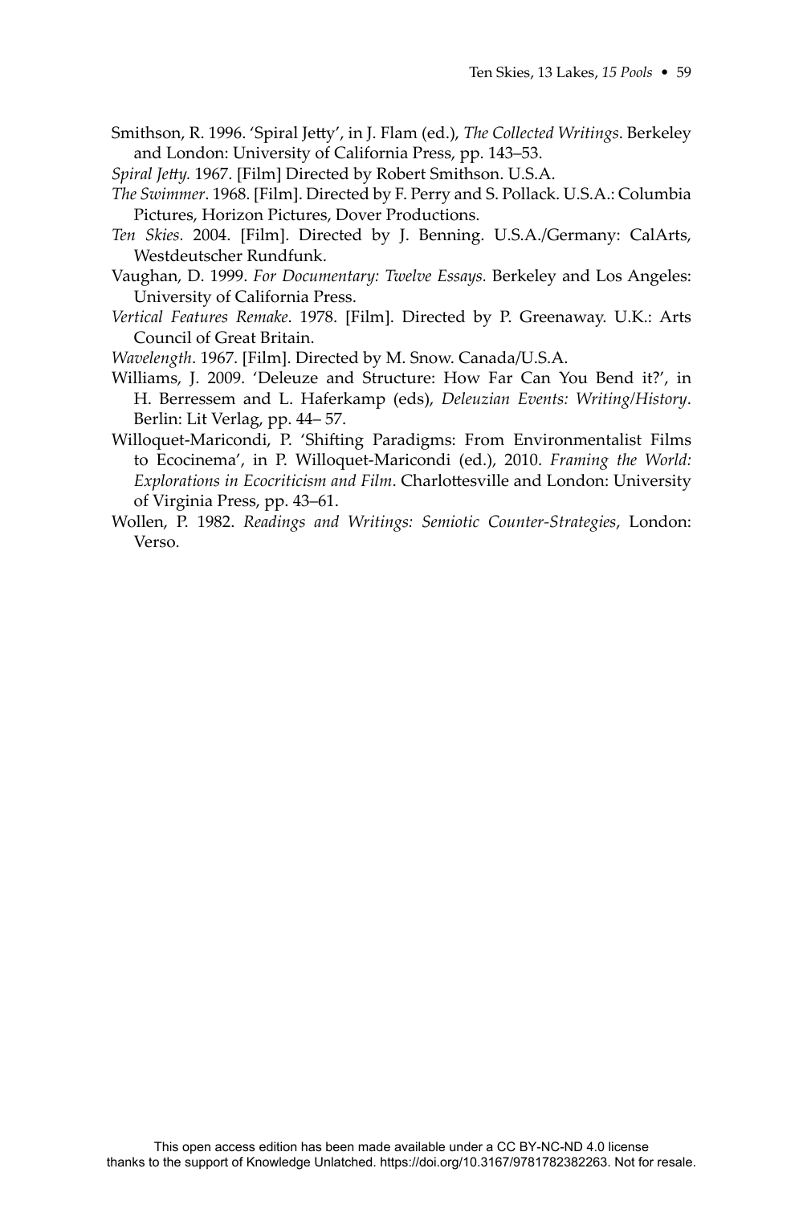Smithson, R. 1996. 'Spiral Jetty', in J. Flam (ed.), *The Collected Writings*. Berkeley and London: University of California Press, pp. 143–53.

*Spiral Jetty.* 1967. [Film] Directed by Robert Smithson. U.S.A.

*The Swimmer*. 1968. [Film]. Directed by F. Perry and S. Pollack. U.S.A.: Columbia Pictures, Horizon Pictures, Dover Productions.

*Ten Skies*. 2004. [Film]. Directed by J. Benning. U.S.A./Germany: CalArts, Westdeutscher Rundfunk.

Vaughan, D. 1999. *For Documentary: Twelve Essays*. Berkeley and Los Angeles: University of California Press.

*Vertical Features Remake*. 1978. [Film]. Directed by P. Greenaway. U.K.: Arts Council of Great Britain.

*Wavelength*. 1967. [Film]. Directed by M. Snow. Canada/U.S.A.

Williams, J. 2009. 'Deleuze and Structure: How Far Can You Bend it?', in H. Berressem and L. Haferkamp (eds), *Deleuzian Events: Writing/History*. Berlin: Lit Verlag, pp. 44– 57.

Willoquet-Maricondi, P. 'Shifting Paradigms: From Environmentalist Films to Ecocinema', in P. Willoquet-Maricondi (ed.), 2010. *Framing the World: Explorations in Ecocriticism and Film*. Charlottesville and London: University of Virginia Press, pp. 43–61.

Wollen, P. 1982. *Readings and Writings: Semiotic Counter-Strategies*, London: Verso.

This open access edition has been made available under a CC BY-NC-ND 4.0 license thanks to the support of Knowledge Unlatched. https://doi.org/10.3167/9781782382263. Not for resale.